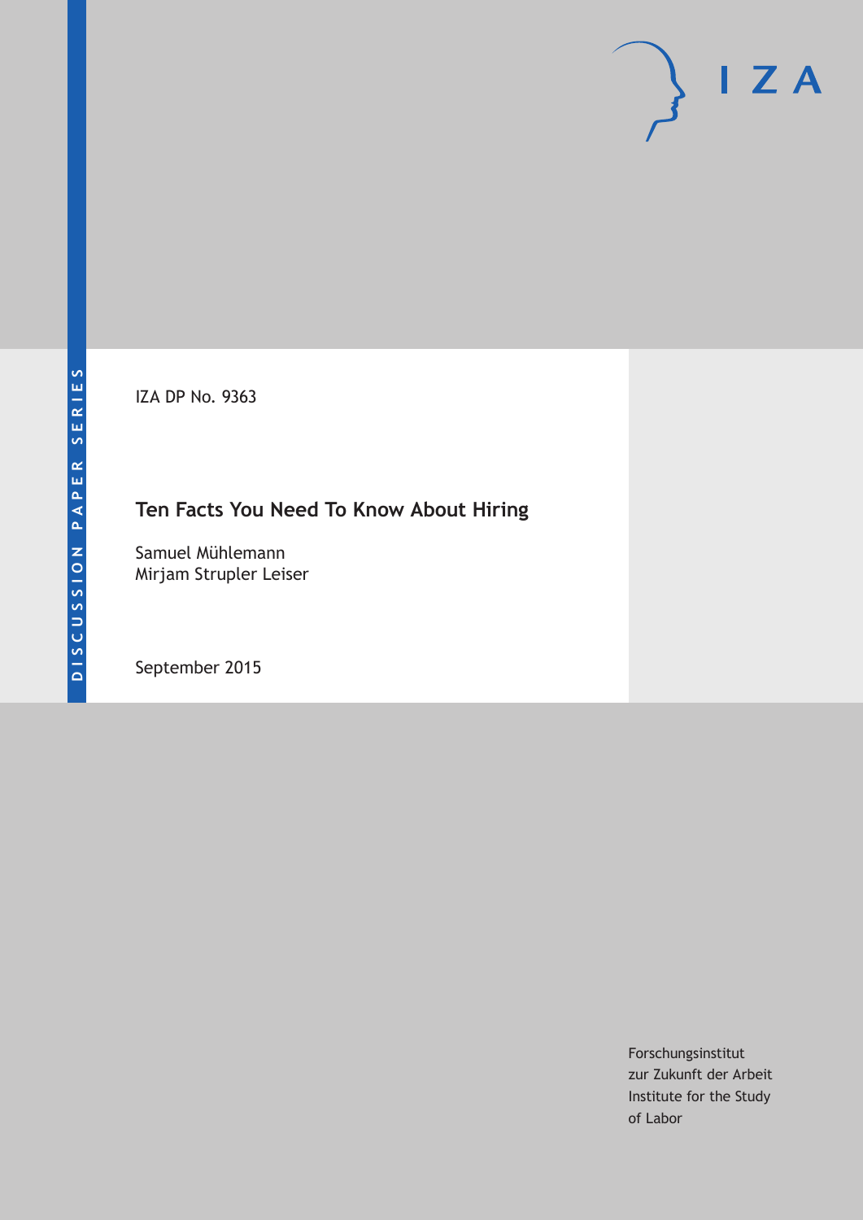DISCUSSION PAPER SERIES

IZA DP No. 9363

# Ten Facts You Need To Know About Hiring

Samuel Mühlemann
Mirjam Strupler Leiser

September 2015

Forschungsinstitut
zur Zukunft der Arbeit
Institute for the Study
of Labor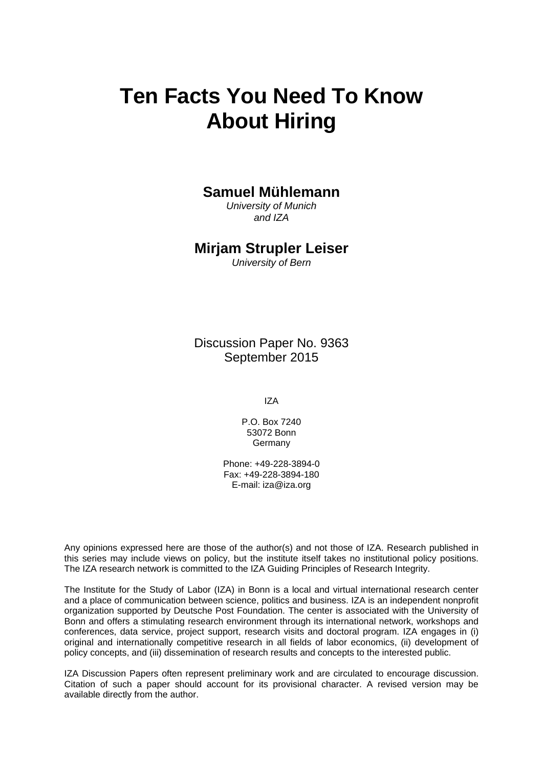# Ten Facts You Need To Know About Hiring

**Samuel Mühlemann**
*University of Munich and IZA*

**Mirjam Strupler Leiser**
*University of Bern*

Discussion Paper No. 9363
September 2015

IZA

P.O. Box 7240
53072 Bonn
Germany

Phone: +49-228-3894-0
Fax: +49-228-3894-180
E-mail: iza@iza.org

Any opinions expressed here are those of the author(s) and not those of IZA. Research published in this series may include views on policy, but the institute itself takes no institutional policy positions. The IZA research network is committed to the IZA Guiding Principles of Research Integrity.

The Institute for the Study of Labor (IZA) in Bonn is a local and virtual international research center and a place of communication between science, politics and business. IZA is an independent nonprofit organization supported by Deutsche Post Foundation. The center is associated with the University of Bonn and offers a stimulating research environment through its international network, workshops and conferences, data service, project support, research visits and doctoral program. IZA engages in (i) original and internationally competitive research in all fields of labor economics, (ii) development of policy concepts, and (iii) dissemination of research results and concepts to the interested public.

IZA Discussion Papers often represent preliminary work and are circulated to encourage discussion. Citation of such a paper should account for its provisional character. A revised version may be available directly from the author.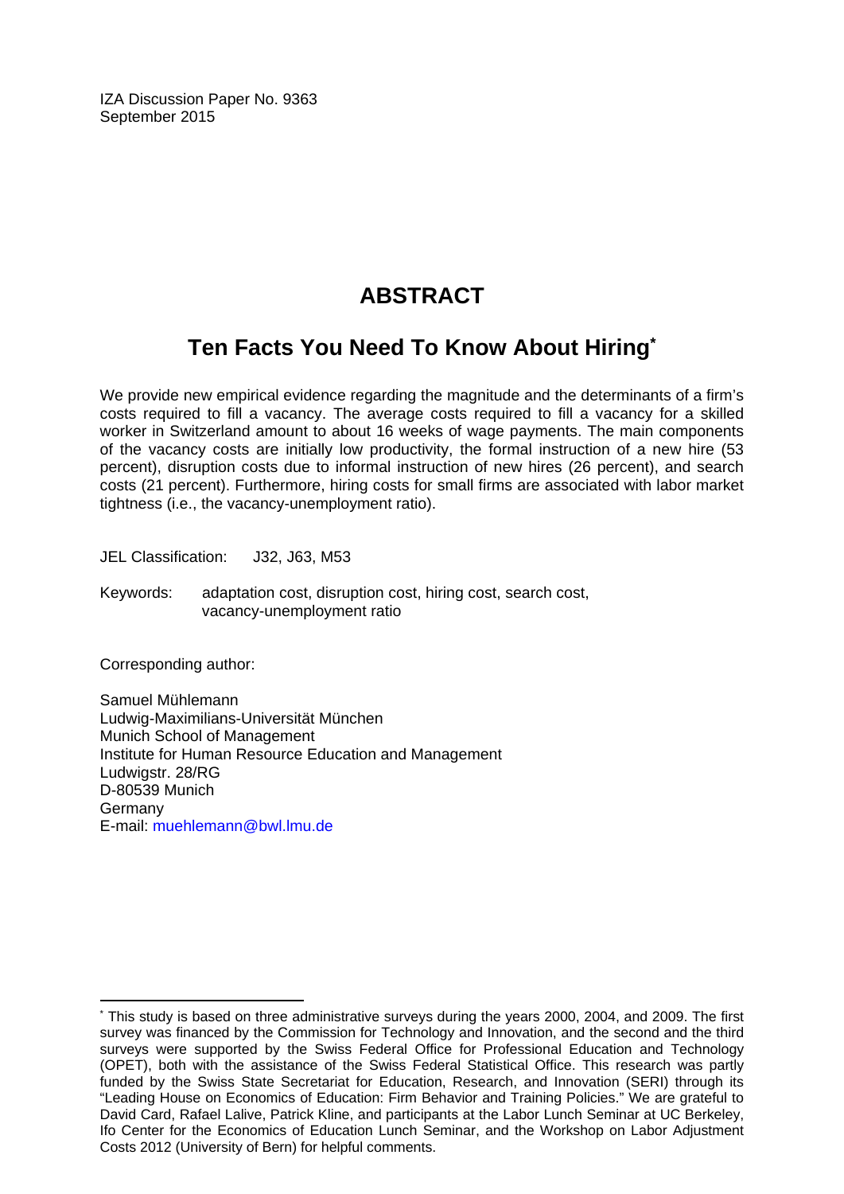IZA Discussion Paper No. 9363
September 2015

# ABSTRACT

## Ten Facts You Need To Know About Hiring*

We provide new empirical evidence regarding the magnitude and the determinants of a firm's costs required to fill a vacancy. The average costs required to fill a vacancy for a skilled worker in Switzerland amount to about 16 weeks of wage payments. The main components of the vacancy costs are initially low productivity, the formal instruction of a new hire (53 percent), disruption costs due to informal instruction of new hires (26 percent), and search costs (21 percent). Furthermore, hiring costs for small firms are associated with labor market tightness (i.e., the vacancy-unemployment ratio).

JEL Classification: J32, J63, M53

Keywords: adaptation cost, disruption cost, hiring cost, search cost, vacancy-unemployment ratio

Corresponding author:

Samuel Mühlemann
Ludwig-Maximilians-Universität München
Munich School of Management
Institute for Human Resource Education and Management
Ludwigstr. 28/RG
D-80539 Munich
Germany
E-mail: muehlemann@bwl.lmu.de

---

* This study is based on three administrative surveys during the years 2000, 2004, and 2009. The first survey was financed by the Commission for Technology and Innovation, and the second and the third surveys were supported by the Swiss Federal Office for Professional Education and Technology (OPET), both with the assistance of the Swiss Federal Statistical Office. This research was partly funded by the Swiss State Secretariat for Education, Research, and Innovation (SERI) through its "Leading House on Economics of Education: Firm Behavior and Training Policies." We are grateful to David Card, Rafael Lalive, Patrick Kline, and participants at the Labor Lunch Seminar at UC Berkeley, Ifo Center for the Economics of Education Lunch Seminar, and the Workshop on Labor Adjustment Costs 2012 (University of Bern) for helpful comments.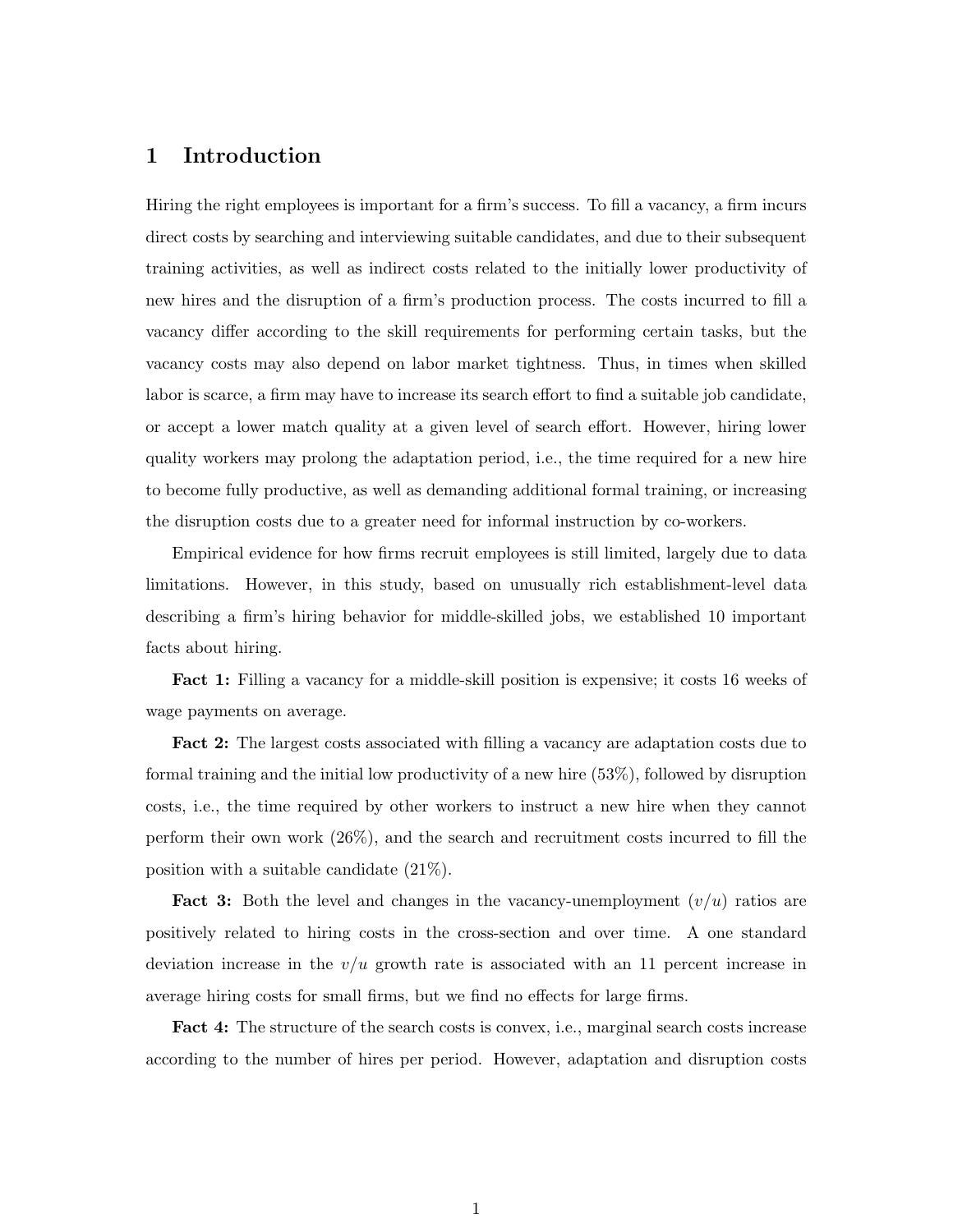# 1 Introduction

Hiring the right employees is important for a firm's success. To fill a vacancy, a firm incurs direct costs by searching and interviewing suitable candidates, and due to their subsequent training activities, as well as indirect costs related to the initially lower productivity of new hires and the disruption of a firm's production process. The costs incurred to fill a vacancy differ according to the skill requirements for performing certain tasks, but the vacancy costs may also depend on labor market tightness. Thus, in times when skilled labor is scarce, a firm may have to increase its search effort to find a suitable job candidate, or accept a lower match quality at a given level of search effort. However, hiring lower quality workers may prolong the adaptation period, i.e., the time required for a new hire to become fully productive, as well as demanding additional formal training, or increasing the disruption costs due to a greater need for informal instruction by co-workers.

Empirical evidence for how firms recruit employees is still limited, largely due to data limitations. However, in this study, based on unusually rich establishment-level data describing a firm's hiring behavior for middle-skilled jobs, we established 10 important facts about hiring.

**Fact 1:** Filling a vacancy for a middle-skill position is expensive; it costs 16 weeks of wage payments on average.

**Fact 2:** The largest costs associated with filling a vacancy are adaptation costs due to formal training and the initial low productivity of a new hire (53%), followed by disruption costs, i.e., the time required by other workers to instruct a new hire when they cannot perform their own work (26%), and the search and recruitment costs incurred to fill the position with a suitable candidate (21%).

**Fact 3:** Both the level and changes in the vacancy-unemployment ($v/u$) ratios are positively related to hiring costs in the cross-section and over time. A one standard deviation increase in the $v/u$ growth rate is associated with an 11 percent increase in average hiring costs for small firms, but we find no effects for large firms.

**Fact 4:** The structure of the search costs is convex, i.e., marginal search costs increase according to the number of hires per period. However, adaptation and disruption costs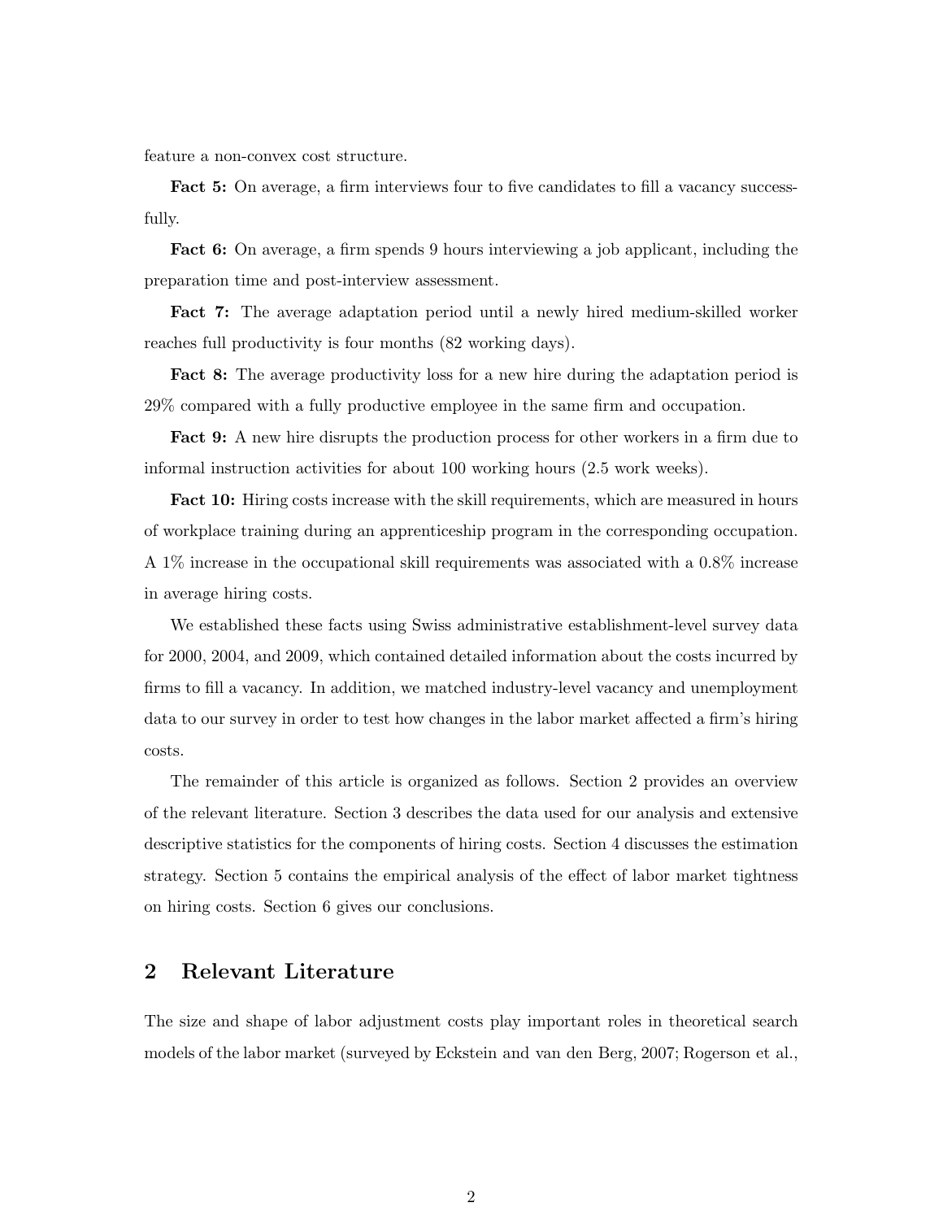feature a non-convex cost structure.

**Fact 5:** On average, a firm interviews four to five candidates to fill a vacancy successfully.

**Fact 6:** On average, a firm spends 9 hours interviewing a job applicant, including the preparation time and post-interview assessment.

**Fact 7:** The average adaptation period until a newly hired medium-skilled worker reaches full productivity is four months (82 working days).

**Fact 8:** The average productivity loss for a new hire during the adaptation period is 29% compared with a fully productive employee in the same firm and occupation.

**Fact 9:** A new hire disrupts the production process for other workers in a firm due to informal instruction activities for about 100 working hours (2.5 work weeks).

**Fact 10:** Hiring costs increase with the skill requirements, which are measured in hours of workplace training during an apprenticeship program in the corresponding occupation. A 1% increase in the occupational skill requirements was associated with a 0.8% increase in average hiring costs.

We established these facts using Swiss administrative establishment-level survey data for 2000, 2004, and 2009, which contained detailed information about the costs incurred by firms to fill a vacancy. In addition, we matched industry-level vacancy and unemployment data to our survey in order to test how changes in the labor market affected a firm's hiring costs.

The remainder of this article is organized as follows. Section 2 provides an overview of the relevant literature. Section 3 describes the data used for our analysis and extensive descriptive statistics for the components of hiring costs. Section 4 discusses the estimation strategy. Section 5 contains the empirical analysis of the effect of labor market tightness on hiring costs. Section 6 gives our conclusions.

## 2 Relevant Literature

The size and shape of labor adjustment costs play important roles in theoretical search models of the labor market (surveyed by Eckstein and van den Berg, 2007; Rogerson et al.,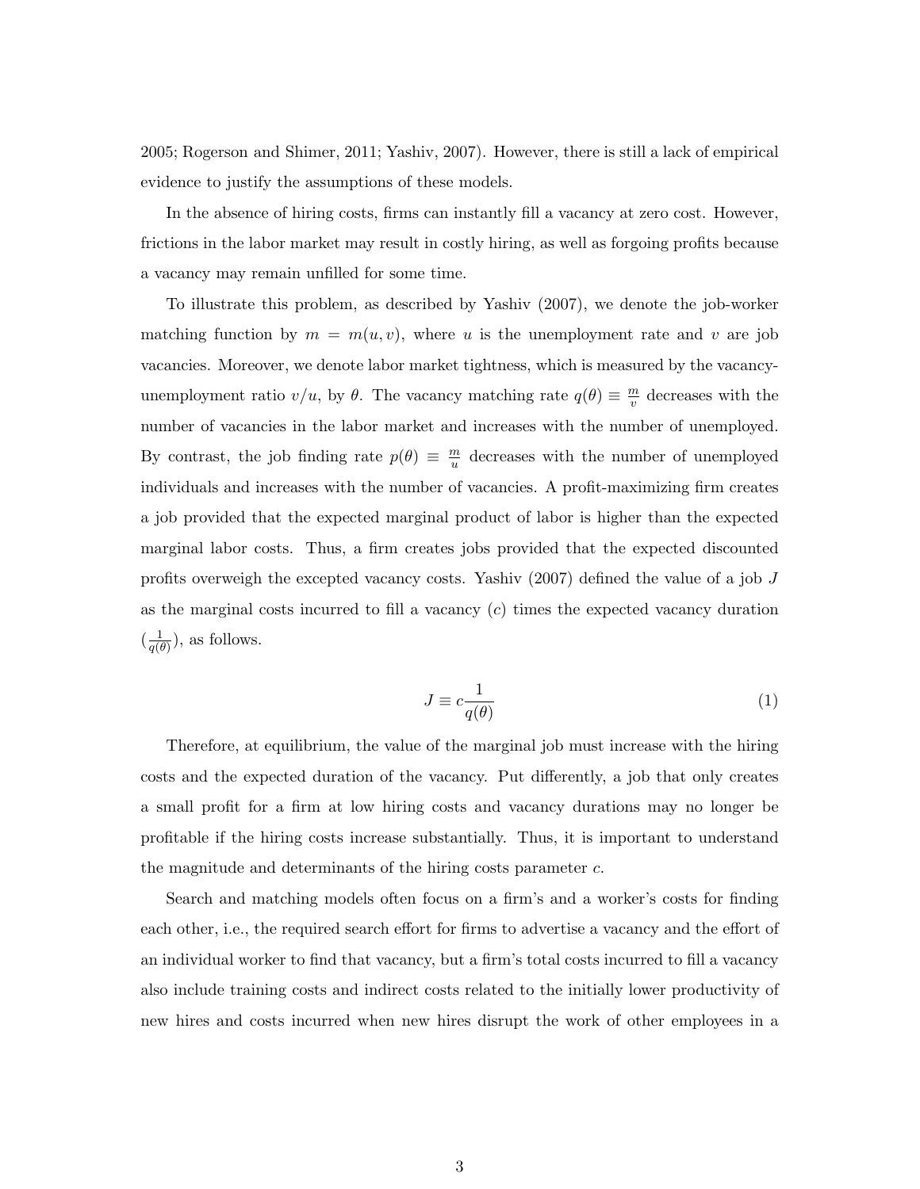2005; Rogerson and Shimer, 2011; Yashiv, 2007). However, there is still a lack of empirical evidence to justify the assumptions of these models.

In the absence of hiring costs, firms can instantly fill a vacancy at zero cost. However, frictions in the labor market may result in costly hiring, as well as forgoing profits because a vacancy may remain unfilled for some time.

To illustrate this problem, as described by Yashiv (2007), we denote the job-worker matching function by $m = m(u, v)$, where $u$ is the unemployment rate and $v$ are job vacancies. Moreover, we denote labor market tightness, which is measured by the vacancy-unemployment ratio $v/u$, by $\theta$. The vacancy matching rate $q(\theta) \equiv \frac{m}{v}$ decreases with the number of vacancies in the labor market and increases with the number of unemployed. By contrast, the job finding rate $p(\theta) \equiv \frac{m}{u}$ decreases with the number of unemployed individuals and increases with the number of vacancies. A profit-maximizing firm creates a job provided that the expected marginal product of labor is higher than the expected marginal labor costs. Thus, a firm creates jobs provided that the expected discounted profits overweigh the excepted vacancy costs. Yashiv (2007) defined the value of a job $J$ as the marginal costs incurred to fill a vacancy ($c$) times the expected vacancy duration ($\frac{1}{q(\theta)}$), as follows.

$$J \equiv c\frac{1}{q(\theta)} \tag{1}$$

Therefore, at equilibrium, the value of the marginal job must increase with the hiring costs and the expected duration of the vacancy. Put differently, a job that only creates a small profit for a firm at low hiring costs and vacancy durations may no longer be profitable if the hiring costs increase substantially. Thus, it is important to understand the magnitude and determinants of the hiring costs parameter $c$.

Search and matching models often focus on a firm's and a worker's costs for finding each other, i.e., the required search effort for firms to advertise a vacancy and the effort of an individual worker to find that vacancy, but a firm's total costs incurred to fill a vacancy also include training costs and indirect costs related to the initially lower productivity of new hires and costs incurred when new hires disrupt the work of other employees in a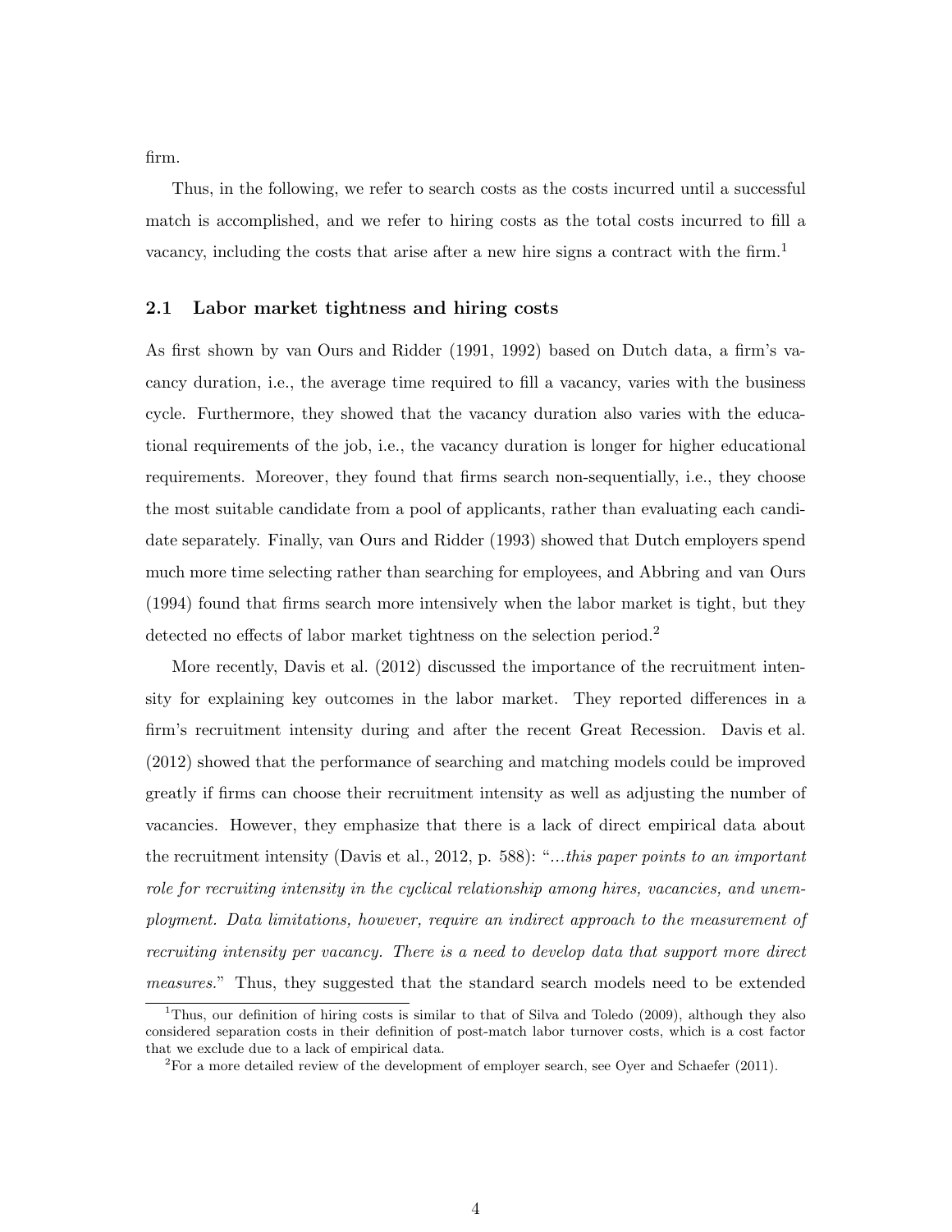firm.

Thus, in the following, we refer to search costs as the costs incurred until a successful match is accomplished, and we refer to hiring costs as the total costs incurred to fill a vacancy, including the costs that arise after a new hire signs a contract with the firm.[1]

### 2.1 Labor market tightness and hiring costs

As first shown by van Ours and Ridder (1991, 1992) based on Dutch data, a firm's vacancy duration, i.e., the average time required to fill a vacancy, varies with the business cycle. Furthermore, they showed that the vacancy duration also varies with the educational requirements of the job, i.e., the vacancy duration is longer for higher educational requirements. Moreover, they found that firms search non-sequentially, i.e., they choose the most suitable candidate from a pool of applicants, rather than evaluating each candidate separately. Finally, van Ours and Ridder (1993) showed that Dutch employers spend much more time selecting rather than searching for employees, and Abbring and van Ours (1994) found that firms search more intensively when the labor market is tight, but they detected no effects of labor market tightness on the selection period.[2]

More recently, Davis et al. (2012) discussed the importance of the recruitment intensity for explaining key outcomes in the labor market. They reported differences in a firm's recruitment intensity during and after the recent Great Recession. Davis et al. (2012) showed that the performance of searching and matching models could be improved greatly if firms can choose their recruitment intensity as well as adjusting the number of vacancies. However, they emphasize that there is a lack of direct empirical data about the recruitment intensity (Davis et al., 2012, p. 588): "*...this paper points to an important role for recruiting intensity in the cyclical relationship among hires, vacancies, and unemployment. Data limitations, however, require an indirect approach to the measurement of recruiting intensity per vacancy. There is a need to develop data that support more direct measures.*" Thus, they suggested that the standard search models need to be extended

[1] Thus, our definition of hiring costs is similar to that of Silva and Toledo (2009), although they also considered separation costs in their definition of post-match labor turnover costs, which is a cost factor that we exclude due to a lack of empirical data.

[2] For a more detailed review of the development of employer search, see Oyer and Schaefer (2011).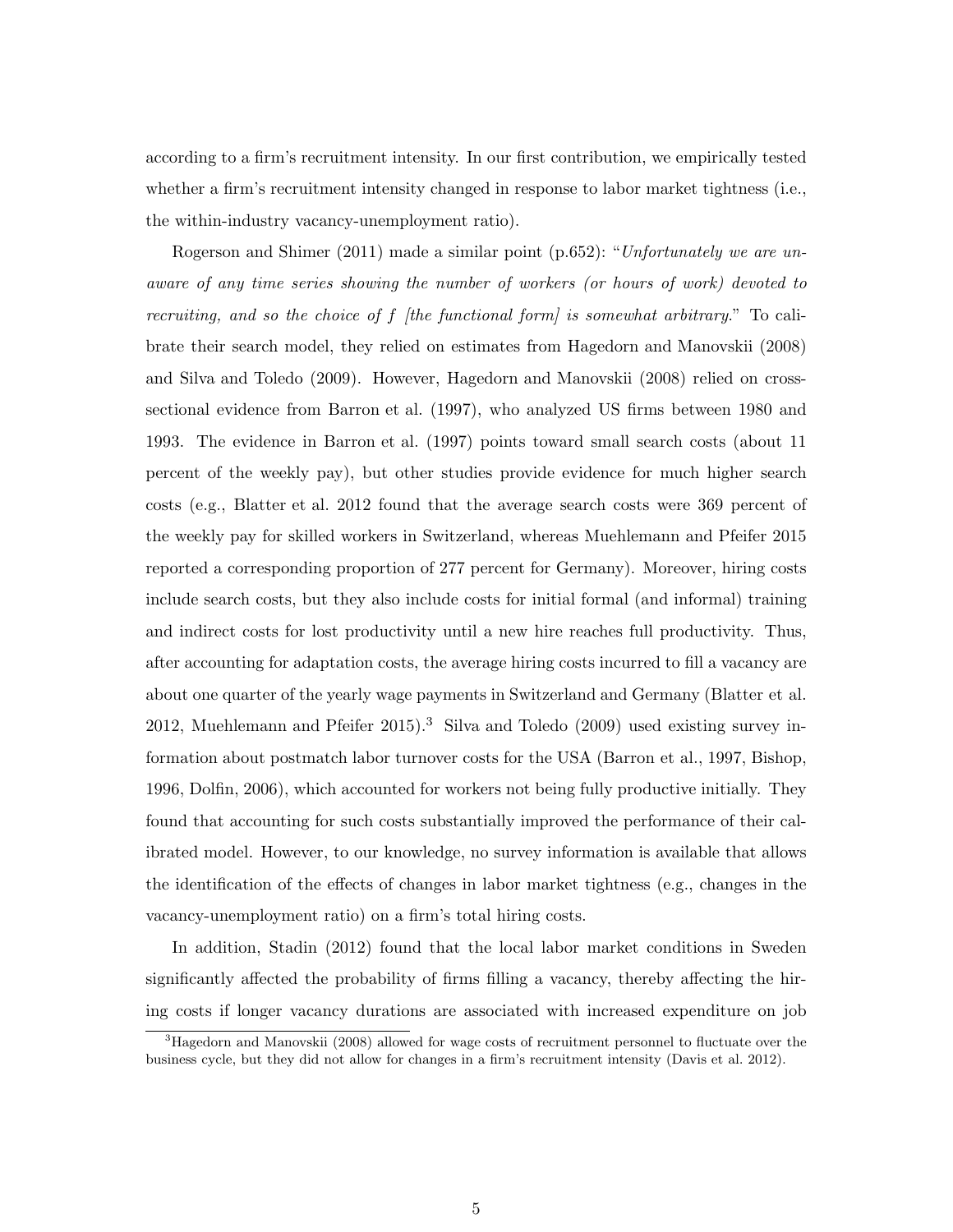according to a firm's recruitment intensity. In our first contribution, we empirically tested whether a firm's recruitment intensity changed in response to labor market tightness (i.e., the within-industry vacancy-unemployment ratio).

Rogerson and Shimer (2011) made a similar point (p.652): "*Unfortunately we are unaware of any time series showing the number of workers (or hours of work) devoted to recruiting, and so the choice of f [the functional form] is somewhat arbitrary.*" To calibrate their search model, they relied on estimates from Hagedorn and Manovskii (2008) and Silva and Toledo (2009). However, Hagedorn and Manovskii (2008) relied on cross-sectional evidence from Barron et al. (1997), who analyzed US firms between 1980 and 1993. The evidence in Barron et al. (1997) points toward small search costs (about 11 percent of the weekly pay), but other studies provide evidence for much higher search costs (e.g., Blatter et al. 2012 found that the average search costs were 369 percent of the weekly pay for skilled workers in Switzerland, whereas Muehlemann and Pfeifer 2015 reported a corresponding proportion of 277 percent for Germany). Moreover, hiring costs include search costs, but they also include costs for initial formal (and informal) training and indirect costs for lost productivity until a new hire reaches full productivity. Thus, after accounting for adaptation costs, the average hiring costs incurred to fill a vacancy are about one quarter of the yearly wage payments in Switzerland and Germany (Blatter et al. 2012, Muehlemann and Pfeifer 2015).[3] Silva and Toledo (2009) used existing survey information about postmatch labor turnover costs for the USA (Barron et al., 1997, Bishop, 1996, Dolfin, 2006), which accounted for workers not being fully productive initially. They found that accounting for such costs substantially improved the performance of their calibrated model. However, to our knowledge, no survey information is available that allows the identification of the effects of changes in labor market tightness (e.g., changes in the vacancy-unemployment ratio) on a firm's total hiring costs.

In addition, Stadin (2012) found that the local labor market conditions in Sweden significantly affected the probability of firms filling a vacancy, thereby affecting the hiring costs if longer vacancy durations are associated with increased expenditure on job

[3] Hagedorn and Manovskii (2008) allowed for wage costs of recruitment personnel to fluctuate over the business cycle, but they did not allow for changes in a firm's recruitment intensity (Davis et al. 2012).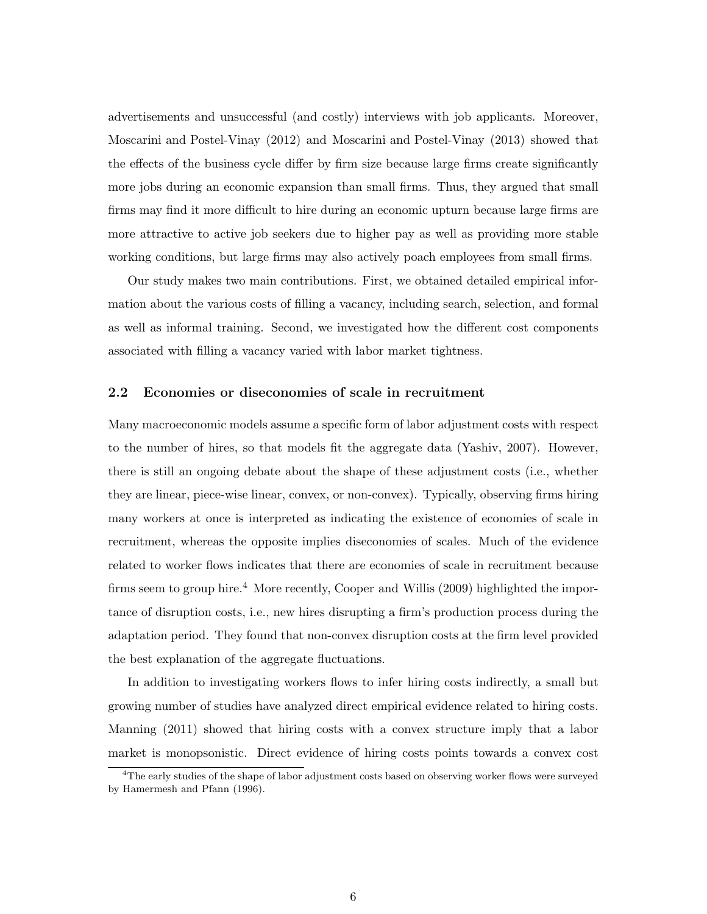advertisements and unsuccessful (and costly) interviews with job applicants. Moreover, Moscarini and Postel-Vinay (2012) and Moscarini and Postel-Vinay (2013) showed that the effects of the business cycle differ by firm size because large firms create significantly more jobs during an economic expansion than small firms. Thus, they argued that small firms may find it more difficult to hire during an economic upturn because large firms are more attractive to active job seekers due to higher pay as well as providing more stable working conditions, but large firms may also actively poach employees from small firms.

Our study makes two main contributions. First, we obtained detailed empirical information about the various costs of filling a vacancy, including search, selection, and formal as well as informal training. Second, we investigated how the different cost components associated with filling a vacancy varied with labor market tightness.

## 2.2 Economies or diseconomies of scale in recruitment

Many macroeconomic models assume a specific form of labor adjustment costs with respect to the number of hires, so that models fit the aggregate data (Yashiv, 2007). However, there is still an ongoing debate about the shape of these adjustment costs (i.e., whether they are linear, piece-wise linear, convex, or non-convex). Typically, observing firms hiring many workers at once is interpreted as indicating the existence of economies of scale in recruitment, whereas the opposite implies diseconomies of scales. Much of the evidence related to worker flows indicates that there are economies of scale in recruitment because firms seem to group hire.[4] More recently, Cooper and Willis (2009) highlighted the importance of disruption costs, i.e., new hires disrupting a firm's production process during the adaptation period. They found that non-convex disruption costs at the firm level provided the best explanation of the aggregate fluctuations.

In addition to investigating workers flows to infer hiring costs indirectly, a small but growing number of studies have analyzed direct empirical evidence related to hiring costs. Manning (2011) showed that hiring costs with a convex structure imply that a labor market is monopsonistic. Direct evidence of hiring costs points towards a convex cost

[4] The early studies of the shape of labor adjustment costs based on observing worker flows were surveyed by Hamermesh and Pfann (1996).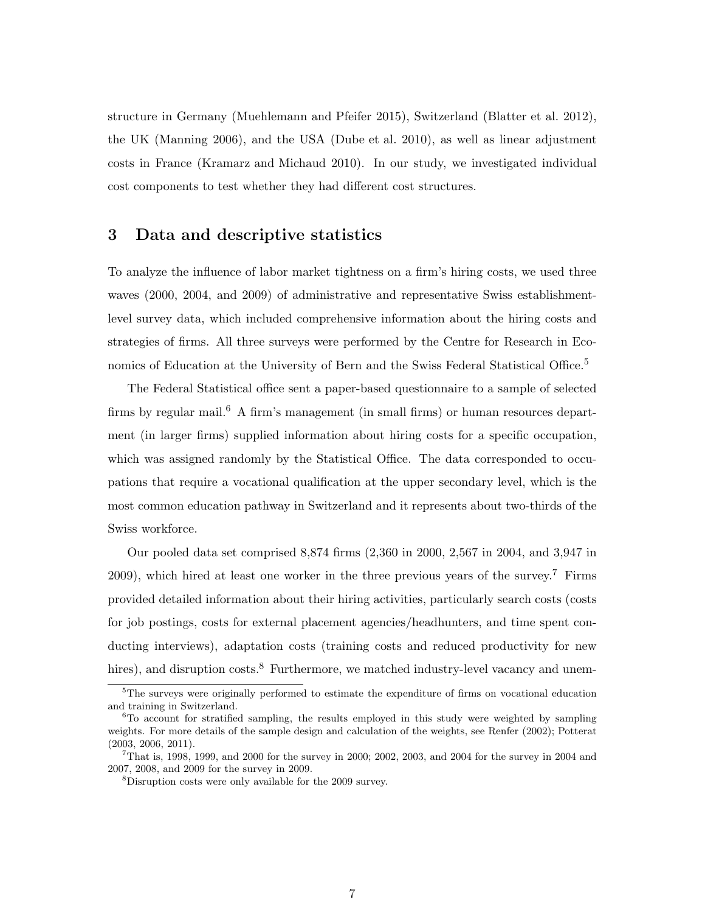structure in Germany (Muehlemann and Pfeifer 2015), Switzerland (Blatter et al. 2012), the UK (Manning 2006), and the USA (Dube et al. 2010), as well as linear adjustment costs in France (Kramarz and Michaud 2010). In our study, we investigated individual cost components to test whether they had different cost structures.

## 3 Data and descriptive statistics

To analyze the influence of labor market tightness on a firm's hiring costs, we used three waves (2000, 2004, and 2009) of administrative and representative Swiss establishment-level survey data, which included comprehensive information about the hiring costs and strategies of firms. All three surveys were performed by the Centre for Research in Economics of Education at the University of Bern and the Swiss Federal Statistical Office.[5]

The Federal Statistical office sent a paper-based questionnaire to a sample of selected firms by regular mail.[6] A firm's management (in small firms) or human resources department (in larger firms) supplied information about hiring costs for a specific occupation, which was assigned randomly by the Statistical Office. The data corresponded to occupations that require a vocational qualification at the upper secondary level, which is the most common education pathway in Switzerland and it represents about two-thirds of the Swiss workforce.

Our pooled data set comprised 8,874 firms (2,360 in 2000, 2,567 in 2004, and 3,947 in 2009), which hired at least one worker in the three previous years of the survey.[7] Firms provided detailed information about their hiring activities, particularly search costs (costs for job postings, costs for external placement agencies/headhunters, and time spent conducting interviews), adaptation costs (training costs and reduced productivity for new hires), and disruption costs.[8] Furthermore, we matched industry-level vacancy and unem-

[5] The surveys were originally performed to estimate the expenditure of firms on vocational education and training in Switzerland.

[6] To account for stratified sampling, the results employed in this study were weighted by sampling weights. For more details of the sample design and calculation of the weights, see Renfer (2002); Potterat (2003, 2006, 2011).

[7] That is, 1998, 1999, and 2000 for the survey in 2000; 2002, 2003, and 2004 for the survey in 2004 and 2007, 2008, and 2009 for the survey in 2009.

[8] Disruption costs were only available for the 2009 survey.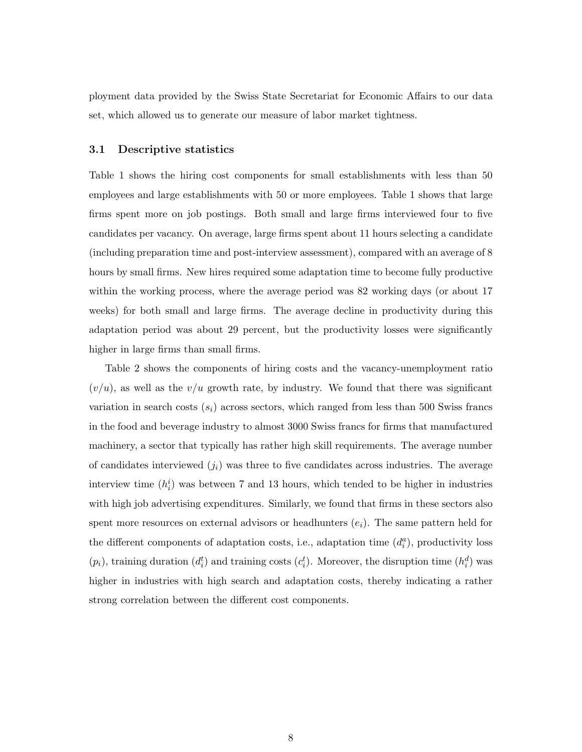ployment data provided by the Swiss State Secretariat for Economic Affairs to our data set, which allowed us to generate our measure of labor market tightness.

### 3.1 Descriptive statistics

Table 1 shows the hiring cost components for small establishments with less than 50 employees and large establishments with 50 or more employees. Table 1 shows that large firms spent more on job postings. Both small and large firms interviewed four to five candidates per vacancy. On average, large firms spent about 11 hours selecting a candidate (including preparation time and post-interview assessment), compared with an average of 8 hours by small firms. New hires required some adaptation time to become fully productive within the working process, where the average period was 82 working days (or about 17 weeks) for both small and large firms. The average decline in productivity during this adaptation period was about 29 percent, but the productivity losses were significantly higher in large firms than small firms.

Table 2 shows the components of hiring costs and the vacancy-unemployment ratio ($v/u$), as well as the $v/u$ growth rate, by industry. We found that there was significant variation in search costs ($s_i$) across sectors, which ranged from less than 500 Swiss francs in the food and beverage industry to almost 3000 Swiss francs for firms that manufactured machinery, a sector that typically has rather high skill requirements. The average number of candidates interviewed ($j_i$) was three to five candidates across industries. The average interview time ($h_i^i$) was between 7 and 13 hours, which tended to be higher in industries with high job advertising expenditures. Similarly, we found that firms in these sectors also spent more resources on external advisors or headhunters ($e_i$). The same pattern held for the different components of adaptation costs, i.e., adaptation time ($d_i^a$), productivity loss ($p_i$), training duration ($d_i^t$) and training costs ($c_i^t$). Moreover, the disruption time ($h_i^d$) was higher in industries with high search and adaptation costs, thereby indicating a rather strong correlation between the different cost components.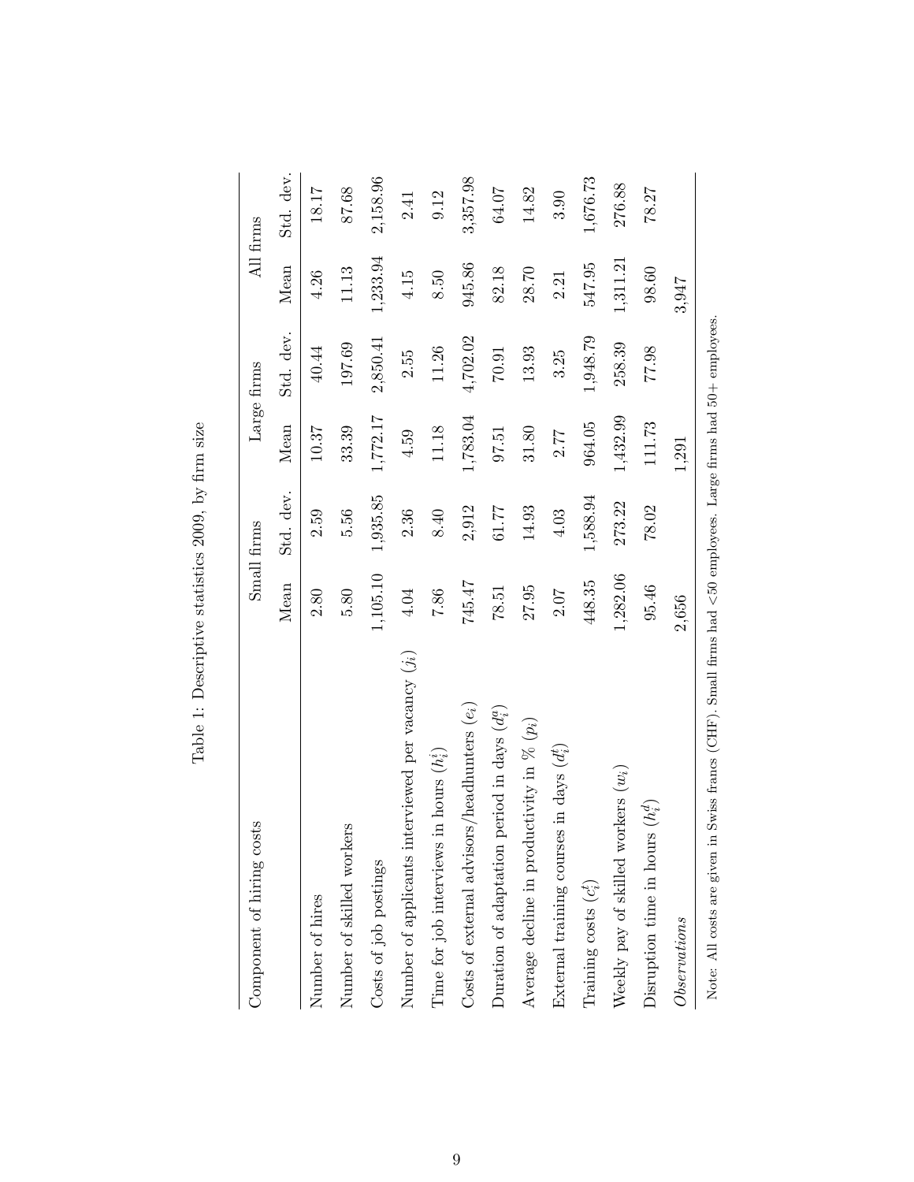Table 1: Descriptive statistics 2009, by firm size

| Component of hiring costs | Small firms | | Large firms | | All firms | |
|---|---|---|---|---|---|---|
| | Mean | Std. dev. | Mean | Std. dev. | Mean | Std. dev. |
| Number of hires | 2.80 | 2.59 | 10.37 | 40.44 | 4.26 | 18.17 |
| Number of skilled workers | 5.80 | 5.56 | 33.39 | 197.69 | 11.13 | 87.68 |
| Costs of job postings | 1,105.10 | 1,935.85 | 1,772.17 | 2,850.41 | 1,233.94 | 2,158.96 |
| Number of applicants interviewed per vacancy ($j_i$) | 4.04 | 2.36 | 4.59 | 2.55 | 4.15 | 2.41 |
| Time for job interviews in hours ($h_i^i$) | 7.86 | 8.40 | 11.18 | 11.26 | 8.50 | 9.12 |
| Costs of external advisors/headhunters ($e_i$) | 745.47 | 2,912 | 1,783.04 | 4,702.02 | 945.86 | 3,357.98 |
| Duration of adaptation period in days ($d_i^a$) | 78.51 | 61.77 | 97.51 | 70.91 | 82.18 | 64.07 |
| Average decline in productivity in % ($p_i$) | 27.95 | 14.93 | 31.80 | 13.93 | 28.70 | 14.82 |
| External training courses in days ($d_i^t$) | 2.07 | 4.03 | 2.77 | 3.25 | 2.21 | 3.90 |
| Training costs ($c_i^t$) | 448.35 | 1,588.94 | 964.05 | 1,948.79 | 547.95 | 1,676.73 |
| Weekly pay of skilled workers ($w_i$) | 1,282.06 | 273.22 | 1,432.99 | 258.39 | 1,311.21 | 276.88 |
| Disruption time in hours ($h_i^d$) | 95.46 | 78.02 | 111.73 | 77.98 | 98.60 | 78.27 |
| *Observations* | 2,656 | | 1,291 | | 3,947 | |

Note: All costs are given in Swiss francs (CHF). Small firms had <50 employees. Large firms had 50+ employees.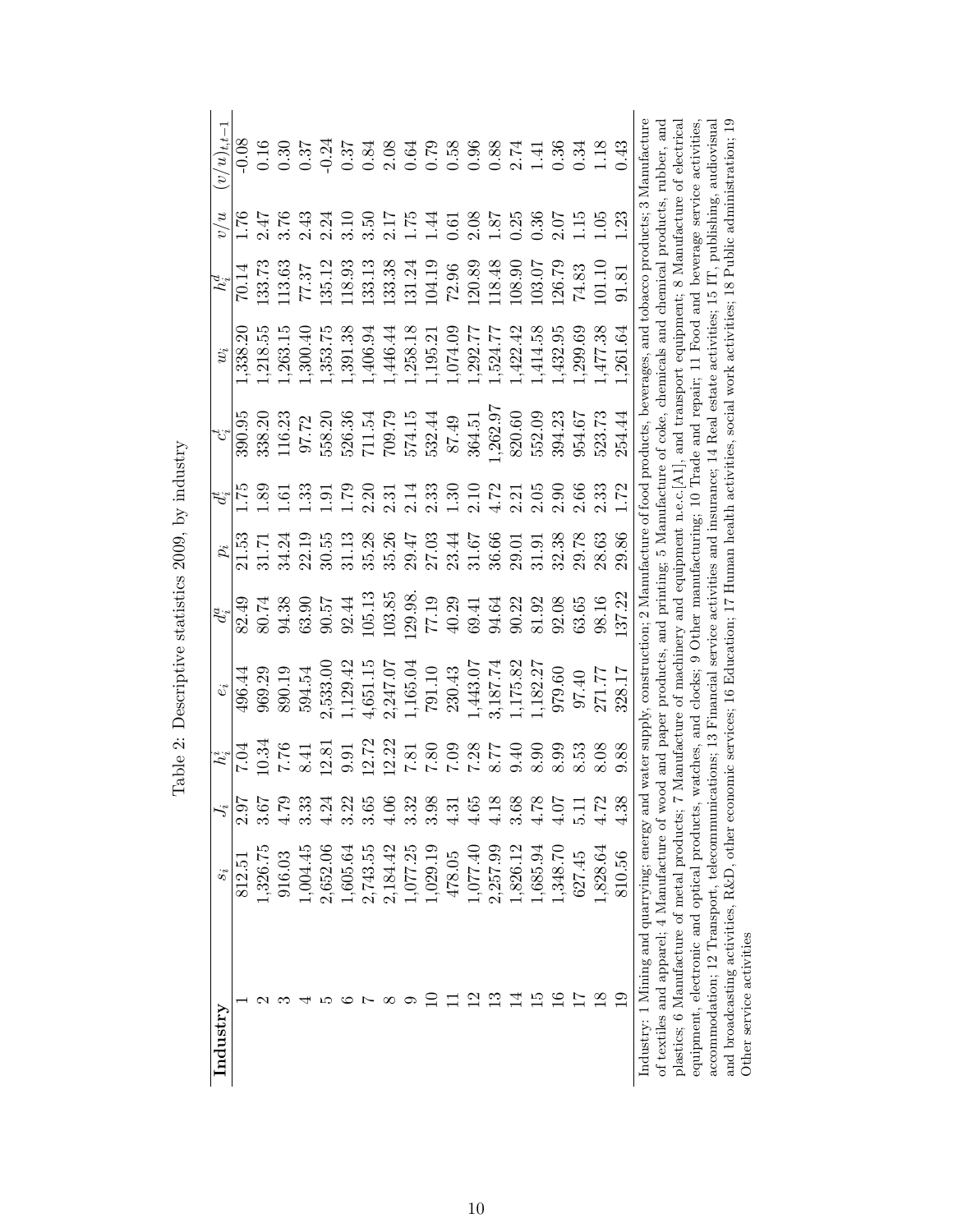Table 2: Descriptive statistics 2009, by industry

| Industry | $s_i$ | $J_i$ | $h_i^i$ | $e_i$ | $d_i^a$ | $p_i$ | $d_i^t$ | $c_i^t$ | $w_i$ | $h_i^d$ | $v/u$ | $(v/u)_{t,t-1}$ |
|---|---|---|---|---|---|---|---|---|---|---|---|---|
| 1 | 812.51 | 2.97 | 7.04 | 496.44 | 82.49 | 21.53 | 1.75 | 390.95 | 1,338.20 | 70.14 | 1.76 | -0.08 |
| 2 | 1,326.75 | 3.67 | 10.34 | 969.29 | 80.74 | 31.71 | 1.89 | 338.20 | 1,218.55 | 133.73 | 2.47 | 0.16 |
| 3 | 916.03 | 4.79 | 7.76 | 890.19 | 94.38 | 34.24 | 1.61 | 116.23 | 1,263.15 | 113.63 | 3.76 | 0.30 |
| 4 | 1,004.45 | 3.33 | 8.41 | 594.54 | 63.90 | 22.19 | 1.33 | 97.72 | 1,300.40 | 77.37 | 2.43 | 0.37 |
| 5 | 2,652.06 | 4.24 | 12.81 | 2,533.00 | 90.57 | 30.55 | 1.91 | 558.20 | 1,353.75 | 135.12 | 2.24 | -0.24 |
| 6 | 1,605.64 | 3.22 | 9.91 | 1,129.42 | 92.44 | 31.13 | 1.79 | 526.36 | 1,391.38 | 118.93 | 3.10 | 0.37 |
| 7 | 2,743.55 | 3.65 | 12.72 | 4,651.15 | 105.13 | 35.28 | 2.20 | 711.54 | 1,406.94 | 133.13 | 3.50 | 0.84 |
| 8 | 2,184.42 | 4.06 | 12.22 | 2,247.07 | 103.85 | 35.26 | 2.31 | 709.79 | 1,446.44 | 133.38 | 2.17 | 2.08 |
| 9 | 1,077.25 | 3.32 | 7.81 | 1,165.04 | 129.98. | 29.47 | 2.14 | 574.15 | 1,258.18 | 131.24 | 1.75 | 0.64 |
| 10 | 1,029.19 | 3.98 | 7.80 | 791.10 | 77.19 | 27.03 | 2.33 | 532.44 | 1,195.21 | 104.19 | 1.44 | 0.79 |
| 11 | 478.05 | 4.31 | 7.09 | 230.43 | 40.29 | 23.44 | 1.30 | 87.49 | 1,074.09 | 72.96 | 0.61 | 0.58 |
| 12 | 1,077.40 | 4.65 | 7.28 | 1,443.07 | 69.41 | 31.67 | 2.10 | 364.51 | 1,292.77 | 120.89 | 2.08 | 0.96 |
| 13 | 2,257.99 | 4.18 | 8.77 | 3,187.74 | 94.64 | 36.66 | 4.72 | 1,262.97 | 1,524.77 | 118.48 | 1.87 | 0.88 |
| 14 | 1,826.12 | 3.68 | 9.40 | 1,175.82 | 90.22 | 29.01 | 2.21 | 820.60 | 1,422.42 | 108.90 | 0.25 | 2.74 |
| 15 | 1,685.94 | 4.78 | 8.90 | 1,182.27 | 81.92 | 31.91 | 2.05 | 552.09 | 1,414.58 | 103.07 | 0.36 | 1.41 |
| 16 | 1,348.70 | 4.07 | 8.99 | 979.60 | 92.08 | 32.38 | 2.90 | 394.23 | 1,432.95 | 126.79 | 2.07 | 0.36 |
| 17 | 627.45 | 5.11 | 8.53 | 97.40 | 63.65 | 29.78 | 2.66 | 954.67 | 1,299.69 | 74.83 | 1.15 | 0.34 |
| 18 | 1,828.64 | 4.72 | 8.08 | 271.77 | 98.16 | 28.63 | 2.33 | 523.73 | 1,477.38 | 101.10 | 1.05 | 1.18 |
| 19 | 810.56 | 4.38 | 9.88 | 328.17 | 137.22 | 29.86 | 1.72 | 254.44 | 1,261.64 | 91.81 | 1.23 | 0.43 |

Industry: 1 Mining and quarrying; energy and water supply, construction; 2 Manufacture of food products, beverages, and tobacco products; 3 Manufacture of textiles and apparel; 4 Manufacture of wood and paper products, and printing; 5 Manufacture of coke, chemicals and chemical products, rubber, and plastics; 6 Manufacture of metal products; 7 Manufacture of machinery and equipment n.e.c.[A1], and transport equipment; 8 Manufacture of electrical equipment, electronic and optical products, watches, and clocks; 9 Other manufacturing; 10 Trade and repair; 11 Food and beverage service activities, accommodation; 12 Transport, telecommunications; 13 Financial service activities and insurance; 14 Real estate activities; 15 IT, publishing, audiovisual and broadcasting activities, R&D, other economic services; 16 Education; 17 Human health activities, social work activities; 18 Public administration; 19 Other service activities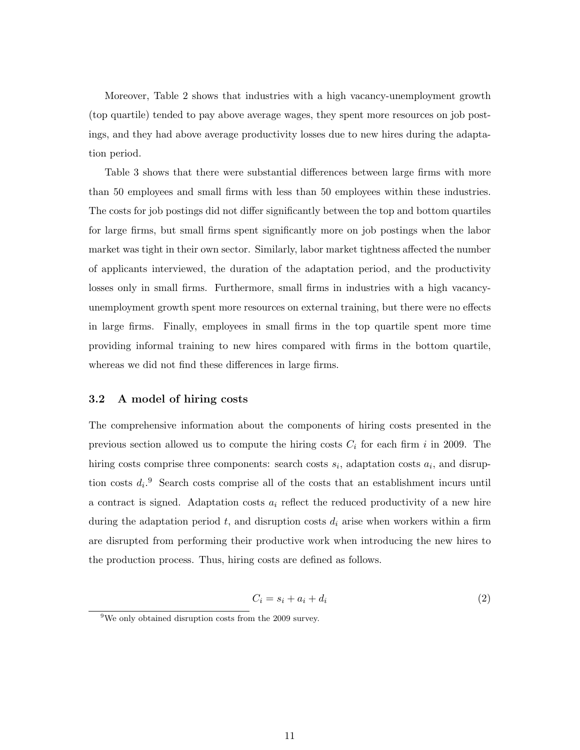Moreover, Table 2 shows that industries with a high vacancy-unemployment growth (top quartile) tended to pay above average wages, they spent more resources on job postings, and they had above average productivity losses due to new hires during the adaptation period.

Table 3 shows that there were substantial differences between large firms with more than 50 employees and small firms with less than 50 employees within these industries. The costs for job postings did not differ significantly between the top and bottom quartiles for large firms, but small firms spent significantly more on job postings when the labor market was tight in their own sector. Similarly, labor market tightness affected the number of applicants interviewed, the duration of the adaptation period, and the productivity losses only in small firms. Furthermore, small firms in industries with a high vacancy-unemployment growth spent more resources on external training, but there were no effects in large firms. Finally, employees in small firms in the top quartile spent more time providing informal training to new hires compared with firms in the bottom quartile, whereas we did not find these differences in large firms.

### 3.2 A model of hiring costs

The comprehensive information about the components of hiring costs presented in the previous section allowed us to compute the hiring costs $C_i$ for each firm $i$ in 2009. The hiring costs comprise three components: search costs $s_i$, adaptation costs $a_i$, and disruption costs $d_i$.[9] Search costs comprise all of the costs that an establishment incurs until a contract is signed. Adaptation costs $a_i$ reflect the reduced productivity of a new hire during the adaptation period $t$, and disruption costs $d_i$ arise when workers within a firm are disrupted from performing their productive work when introducing the new hires to the production process. Thus, hiring costs are defined as follows.

$$C_i = s_i + a_i + d_i \tag{2}$$

[9] We only obtained disruption costs from the 2009 survey.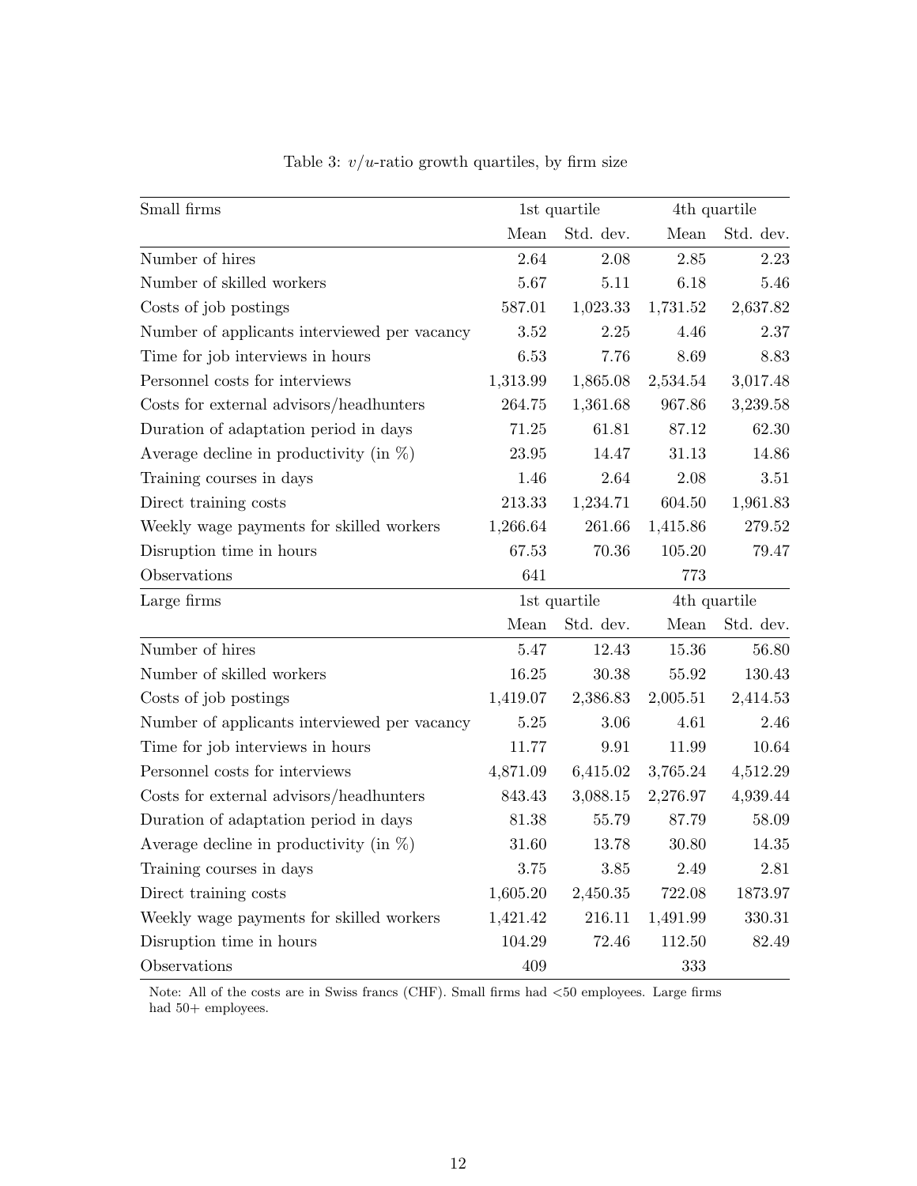Table 3: $v/u$-ratio growth quartiles, by firm size

| Small firms | 1st quartile | | 4th quartile | |
|---|---|---|---|---|
| | Mean | Std. dev. | Mean | Std. dev. |
| Number of hires | 2.64 | 2.08 | 2.85 | 2.23 |
| Number of skilled workers | 5.67 | 5.11 | 6.18 | 5.46 |
| Costs of job postings | 587.01 | 1,023.33 | 1,731.52 | 2,637.82 |
| Number of applicants interviewed per vacancy | 3.52 | 2.25 | 4.46 | 2.37 |
| Time for job interviews in hours | 6.53 | 7.76 | 8.69 | 8.83 |
| Personnel costs for interviews | 1,313.99 | 1,865.08 | 2,534.54 | 3,017.48 |
| Costs for external advisors/headhunters | 264.75 | 1,361.68 | 967.86 | 3,239.58 |
| Duration of adaptation period in days | 71.25 | 61.81 | 87.12 | 62.30 |
| Average decline in productivity (in %) | 23.95 | 14.47 | 31.13 | 14.86 |
| Training courses in days | 1.46 | 2.64 | 2.08 | 3.51 |
| Direct training costs | 213.33 | 1,234.71 | 604.50 | 1,961.83 |
| Weekly wage payments for skilled workers | 1,266.64 | 261.66 | 1,415.86 | 279.52 |
| Disruption time in hours | 67.53 | 70.36 | 105.20 | 79.47 |
| Observations | 641 | | 773 | |
| **Large firms** | 1st quartile | | 4th quartile | |
| | Mean | Std. dev. | Mean | Std. dev. |
| Number of hires | 5.47 | 12.43 | 15.36 | 56.80 |
| Number of skilled workers | 16.25 | 30.38 | 55.92 | 130.43 |
| Costs of job postings | 1,419.07 | 2,386.83 | 2,005.51 | 2,414.53 |
| Number of applicants interviewed per vacancy | 5.25 | 3.06 | 4.61 | 2.46 |
| Time for job interviews in hours | 11.77 | 9.91 | 11.99 | 10.64 |
| Personnel costs for interviews | 4,871.09 | 6,415.02 | 3,765.24 | 4,512.29 |
| Costs for external advisors/headhunters | 843.43 | 3,088.15 | 2,276.97 | 4,939.44 |
| Duration of adaptation period in days | 81.38 | 55.79 | 87.79 | 58.09 |
| Average decline in productivity (in %) | 31.60 | 13.78 | 30.80 | 14.35 |
| Training courses in days | 3.75 | 3.85 | 2.49 | 2.81 |
| Direct training costs | 1,605.20 | 2,450.35 | 722.08 | 1873.97 |
| Weekly wage payments for skilled workers | 1,421.42 | 216.11 | 1,491.99 | 330.31 |
| Disruption time in hours | 104.29 | 72.46 | 112.50 | 82.49 |
| Observations | 409 | | 333 | |

Note: All of the costs are in Swiss francs (CHF). Small firms had <50 employees. Large firms had 50+ employees.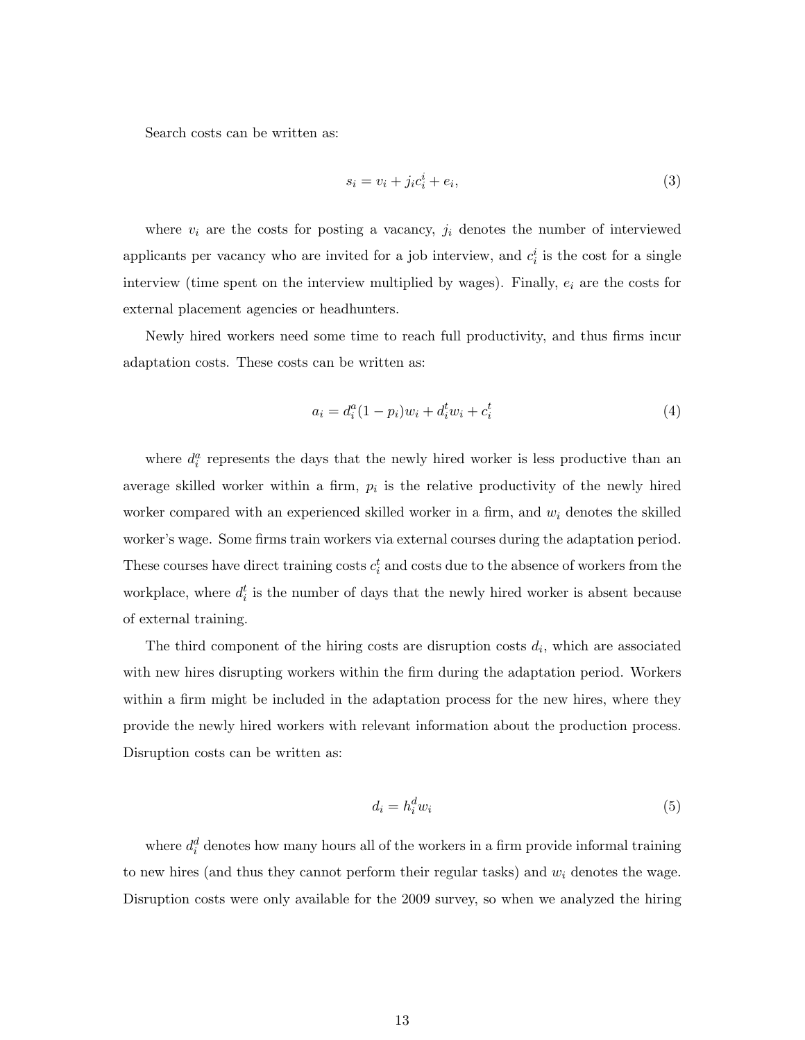Search costs can be written as:

$$s_i = v_i + j_i c_i^i + e_i, \tag{3}$$

where $v_i$ are the costs for posting a vacancy, $j_i$ denotes the number of interviewed applicants per vacancy who are invited for a job interview, and $c_i^i$ is the cost for a single interview (time spent on the interview multiplied by wages). Finally, $e_i$ are the costs for external placement agencies or headhunters.

Newly hired workers need some time to reach full productivity, and thus firms incur adaptation costs. These costs can be written as:

$$a_i = d_i^a(1 - p_i)w_i + d_i^t w_i + c_i^t \tag{4}$$

where $d_i^a$ represents the days that the newly hired worker is less productive than an average skilled worker within a firm, $p_i$ is the relative productivity of the newly hired worker compared with an experienced skilled worker in a firm, and $w_i$ denotes the skilled worker's wage. Some firms train workers via external courses during the adaptation period. These courses have direct training costs $c_i^t$ and costs due to the absence of workers from the workplace, where $d_i^t$ is the number of days that the newly hired worker is absent because of external training.

The third component of the hiring costs are disruption costs $d_i$, which are associated with new hires disrupting workers within the firm during the adaptation period. Workers within a firm might be included in the adaptation process for the new hires, where they provide the newly hired workers with relevant information about the production process. Disruption costs can be written as:

$$d_i = h_i^d w_i \tag{5}$$

where $d_i^d$ denotes how many hours all of the workers in a firm provide informal training to new hires (and thus they cannot perform their regular tasks) and $w_i$ denotes the wage. Disruption costs were only available for the 2009 survey, so when we analyzed the hiring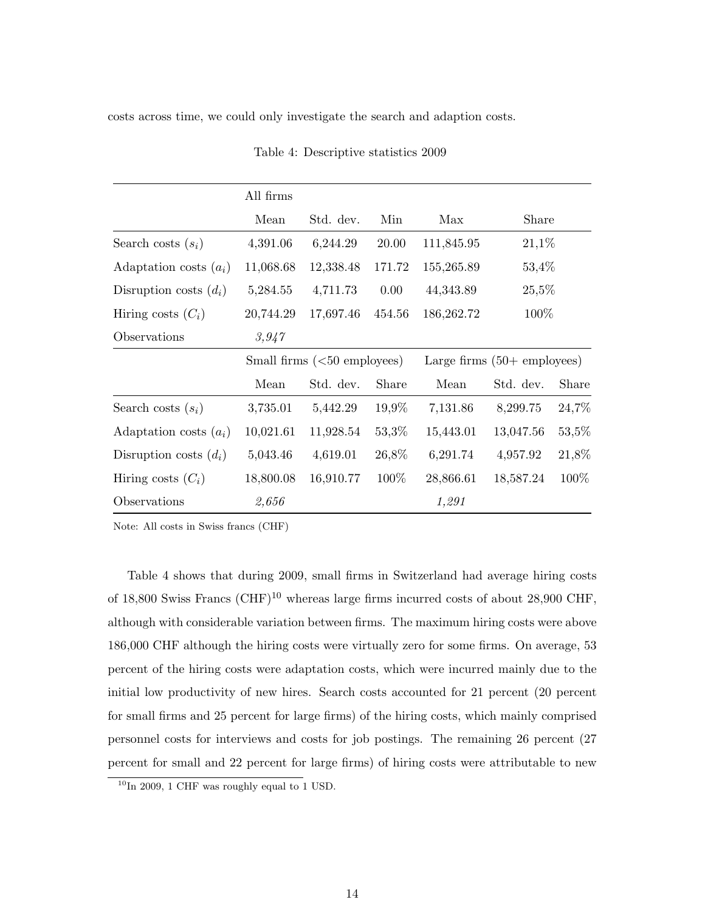costs across time, we could only investigate the search and adaption costs.

Table 4: Descriptive statistics 2009

| | All firms | | | | | |
|---|---|---|---|---|---|---|
| | Mean | Std. dev. | Min | Max | Share | |
| Search costs ($s_i$) | 4,391.06 | 6,244.29 | 20.00 | 111,845.95 | 21,1% | |
| Adaptation costs ($a_i$) | 11,068.68 | 12,338.48 | 171.72 | 155,265.89 | 53,4% | |
| Disruption costs ($d_i$) | 5,284.55 | 4,711.73 | 0.00 | 44,343.89 | 25,5% | |
| Hiring costs ($C_i$) | 20,744.29 | 17,697.46 | 454.56 | 186,262.72 | 100% | |
| Observations | *3,947* | | | | | |
| | Small firms (<50 employees) | | | Large firms (50+ employees) | | |
| | Mean | Std. dev. | Share | Mean | Std. dev. | Share |
| Search costs ($s_i$) | 3,735.01 | 5,442.29 | 19,9% | 7,131.86 | 8,299.75 | 24,7% |
| Adaptation costs ($a_i$) | 10,021.61 | 11,928.54 | 53,3% | 15,443.01 | 13,047.56 | 53,5% |
| Disruption costs ($d_i$) | 5,043.46 | 4,619.01 | 26,8% | 6,291.74 | 4,957.92 | 21,8% |
| Hiring costs ($C_i$) | 18,800.08 | 16,910.77 | 100% | 28,866.61 | 18,587.24 | 100% |
| Observations | *2,656* | | | *1,291* | | |

Note: All costs in Swiss francs (CHF)

Table 4 shows that during 2009, small firms in Switzerland had average hiring costs of 18,800 Swiss Francs (CHF)[10] whereas large firms incurred costs of about 28,900 CHF, although with considerable variation between firms. The maximum hiring costs were above 186,000 CHF although the hiring costs were virtually zero for some firms. On average, 53 percent of the hiring costs were adaptation costs, which were incurred mainly due to the initial low productivity of new hires. Search costs accounted for 21 percent (20 percent for small firms and 25 percent for large firms) of the hiring costs, which mainly comprised personnel costs for interviews and costs for job postings. The remaining 26 percent (27 percent for small and 22 percent for large firms) of hiring costs were attributable to new

[10] In 2009, 1 CHF was roughly equal to 1 USD.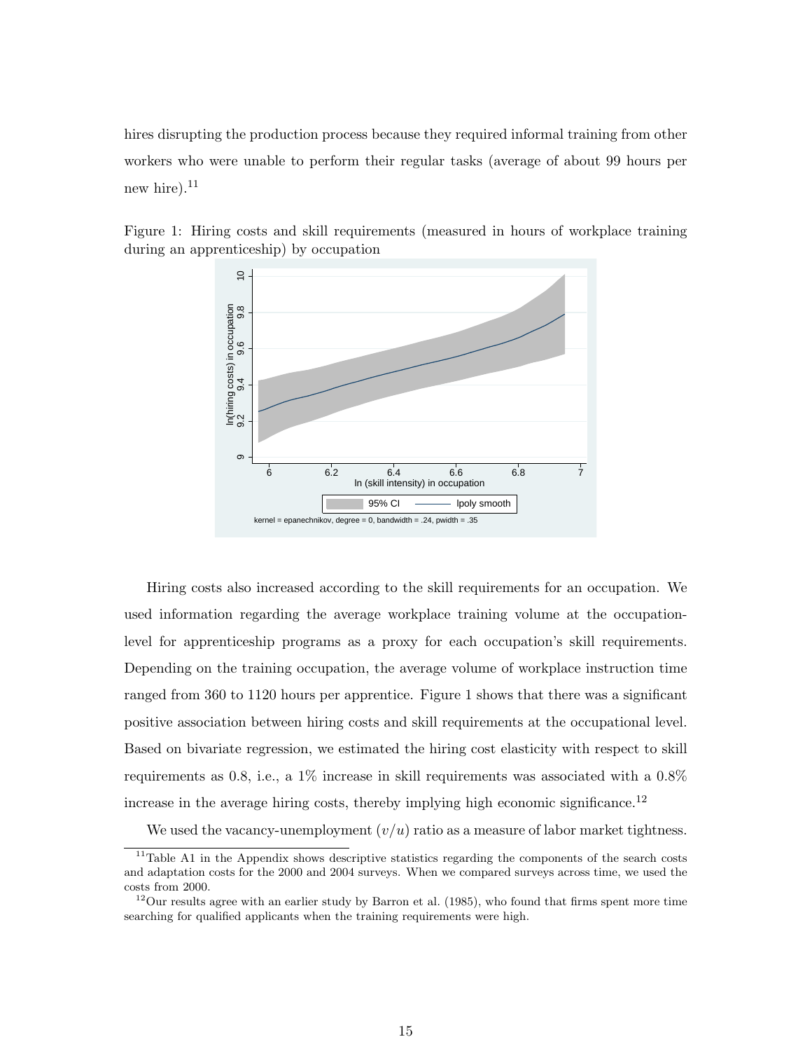hires disrupting the production process because they required informal training from other workers who were unable to perform their regular tasks (average of about 99 hours per new hire).[11]

Figure 1: Hiring costs and skill requirements (measured in hours of workplace training during an apprenticeship) by occupation

Hiring costs also increased according to the skill requirements for an occupation. We used information regarding the average workplace training volume at the occupation-level for apprenticeship programs as a proxy for each occupation's skill requirements. Depending on the training occupation, the average volume of workplace instruction time ranged from 360 to 1120 hours per apprentice. Figure 1 shows that there was a significant positive association between hiring costs and skill requirements at the occupational level. Based on bivariate regression, we estimated the hiring cost elasticity with respect to skill requirements as 0.8, i.e., a 1% increase in skill requirements was associated with a 0.8% increase in the average hiring costs, thereby implying high economic significance.[12]

We used the vacancy-unemployment ($v/u$) ratio as a measure of labor market tightness.

[11] Table A1 in the Appendix shows descriptive statistics regarding the components of the search costs and adaptation costs for the 2000 and 2004 surveys. When we compared surveys across time, we used the costs from 2000.

[12] Our results agree with an earlier study by Barron et al. (1985), who found that firms spent more time searching for qualified applicants when the training requirements were high.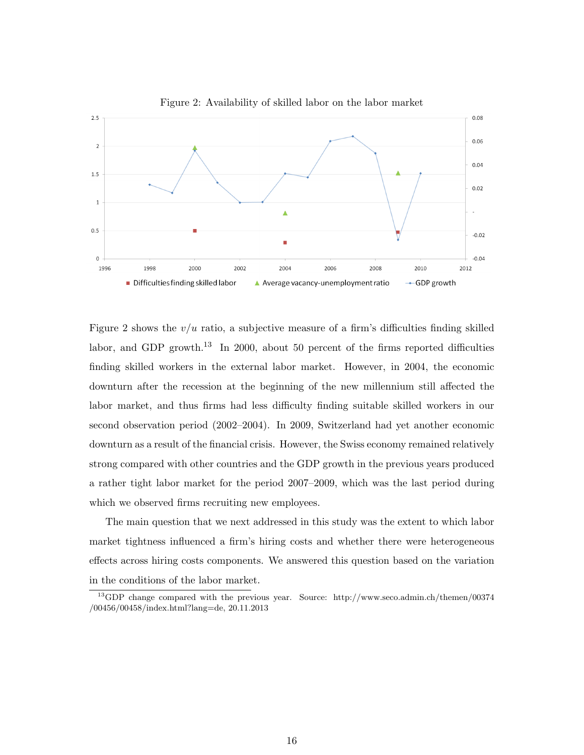Figure 2: Availability of skilled labor on the labor market

Figure 2 shows the $v/u$ ratio, a subjective measure of a firm's difficulties finding skilled labor, and GDP growth.[13] In 2000, about 50 percent of the firms reported difficulties finding skilled workers in the external labor market. However, in 2004, the economic downturn after the recession at the beginning of the new millennium still affected the labor market, and thus firms had less difficulty finding suitable skilled workers in our second observation period (2002–2004). In 2009, Switzerland had yet another economic downturn as a result of the financial crisis. However, the Swiss economy remained relatively strong compared with other countries and the GDP growth in the previous years produced a rather tight labor market for the period 2007–2009, which was the last period during which we observed firms recruiting new employees.

The main question that we next addressed in this study was the extent to which labor market tightness influenced a firm's hiring costs and whether there were heterogeneous effects across hiring costs components. We answered this question based on the variation in the conditions of the labor market.

[13] GDP change compared with the previous year. Source: http://www.seco.admin.ch/themen/00374/00456/00458/index.html?lang=de, 20.11.2013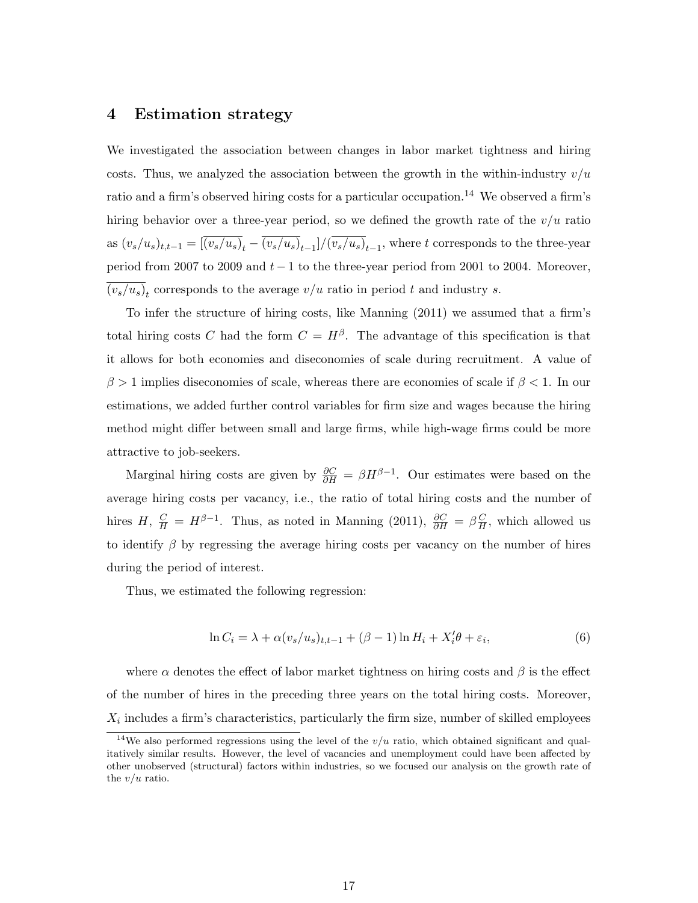## 4 Estimation strategy

We investigated the association between changes in labor market tightness and hiring costs. Thus, we analyzed the association between the growth in the within-industry $v/u$ ratio and a firm's observed hiring costs for a particular occupation.[14] We observed a firm's hiring behavior over a three-year period, so we defined the growth rate of the $v/u$ ratio as $(v_s/u_s)_{t,t-1} = [\overline{(v_s/u_s)}_t - \overline{(v_s/u_s)}_{t-1}]/\overline{(v_s/u_s)}_{t-1}$, where $t$ corresponds to the three-year period from 2007 to 2009 and $t-1$ to the three-year period from 2001 to 2004. Moreover, $\overline{(v_s/u_s)}_t$ corresponds to the average $v/u$ ratio in period $t$ and industry $s$.

To infer the structure of hiring costs, like Manning (2011) we assumed that a firm's total hiring costs $C$ had the form $C = H^{\beta}$. The advantage of this specification is that it allows for both economies and diseconomies of scale during recruitment. A value of $\beta > 1$ implies diseconomies of scale, whereas there are economies of scale if $\beta < 1$. In our estimations, we added further control variables for firm size and wages because the hiring method might differ between small and large firms, while high-wage firms could be more attractive to job-seekers.

Marginal hiring costs are given by $\frac{\partial C}{\partial H} = \beta H^{\beta-1}$. Our estimates were based on the average hiring costs per vacancy, i.e., the ratio of total hiring costs and the number of hires $H$, $\frac{C}{H} = H^{\beta-1}$. Thus, as noted in Manning (2011), $\frac{\partial C}{\partial H} = \beta \frac{C}{H}$, which allowed us to identify $\beta$ by regressing the average hiring costs per vacancy on the number of hires during the period of interest.

Thus, we estimated the following regression:

$$\ln C_i = \lambda + \alpha (v_s/u_s)_{t,t-1} + (\beta - 1) \ln H_i + X_i' \theta + \varepsilon_i, \tag{6}$$

where $\alpha$ denotes the effect of labor market tightness on hiring costs and $\beta$ is the effect of the number of hires in the preceding three years on the total hiring costs. Moreover, $X_i$ includes a firm's characteristics, particularly the firm size, number of skilled employees

[14] We also performed regressions using the level of the $v/u$ ratio, which obtained significant and qualitatively similar results. However, the level of vacancies and unemployment could have been affected by other unobserved (structural) factors within industries, so we focused our analysis on the growth rate of the $v/u$ ratio.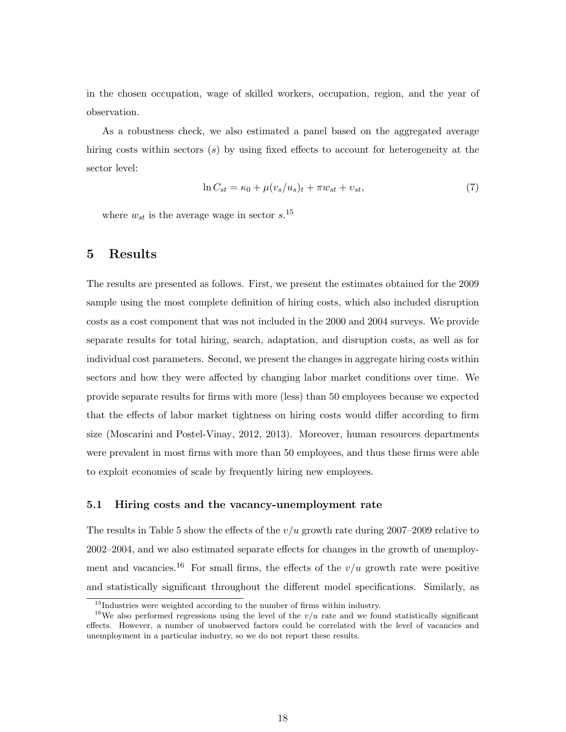in the chosen occupation, wage of skilled workers, occupation, region, and the year of observation.

As a robustness check, we also estimated a panel based on the aggregated average hiring costs within sectors ($s$) by using fixed effects to account for heterogeneity at the sector level:

$$\ln C_{st} = \kappa_0 + \mu(v_s/u_s)_t + \pi w_{st} + \upsilon_{st}, \tag{7}$$

where $w_{st}$ is the average wage in sector $s$.[15]

## 5 Results

The results are presented as follows. First, we present the estimates obtained for the 2009 sample using the most complete definition of hiring costs, which also included disruption costs as a cost component that was not included in the 2000 and 2004 surveys. We provide separate results for total hiring, search, adaptation, and disruption costs, as well as for individual cost parameters. Second, we present the changes in aggregate hiring costs within sectors and how they were affected by changing labor market conditions over time. We provide separate results for firms with more (less) than 50 employees because we expected that the effects of labor market tightness on hiring costs would differ according to firm size (Moscarini and Postel-Vinay, 2012, 2013). Moreover, human resources departments were prevalent in most firms with more than 50 employees, and thus these firms were able to exploit economies of scale by frequently hiring new employees.

### 5.1 Hiring costs and the vacancy-unemployment rate

The results in Table 5 show the effects of the $v/u$ growth rate during 2007–2009 relative to 2002–2004, and we also estimated separate effects for changes in the growth of unemployment and vacancies.[16] For small firms, the effects of the $v/u$ growth rate were positive and statistically significant throughout the different model specifications. Similarly, as

[15] Industries were weighted according to the number of firms within industry.

[16] We also performed regressions using the level of the $v/u$ rate and we found statistically significant effects. However, a number of unobserved factors could be correlated with the level of vacancies and unemployment in a particular industry, so we do not report these results.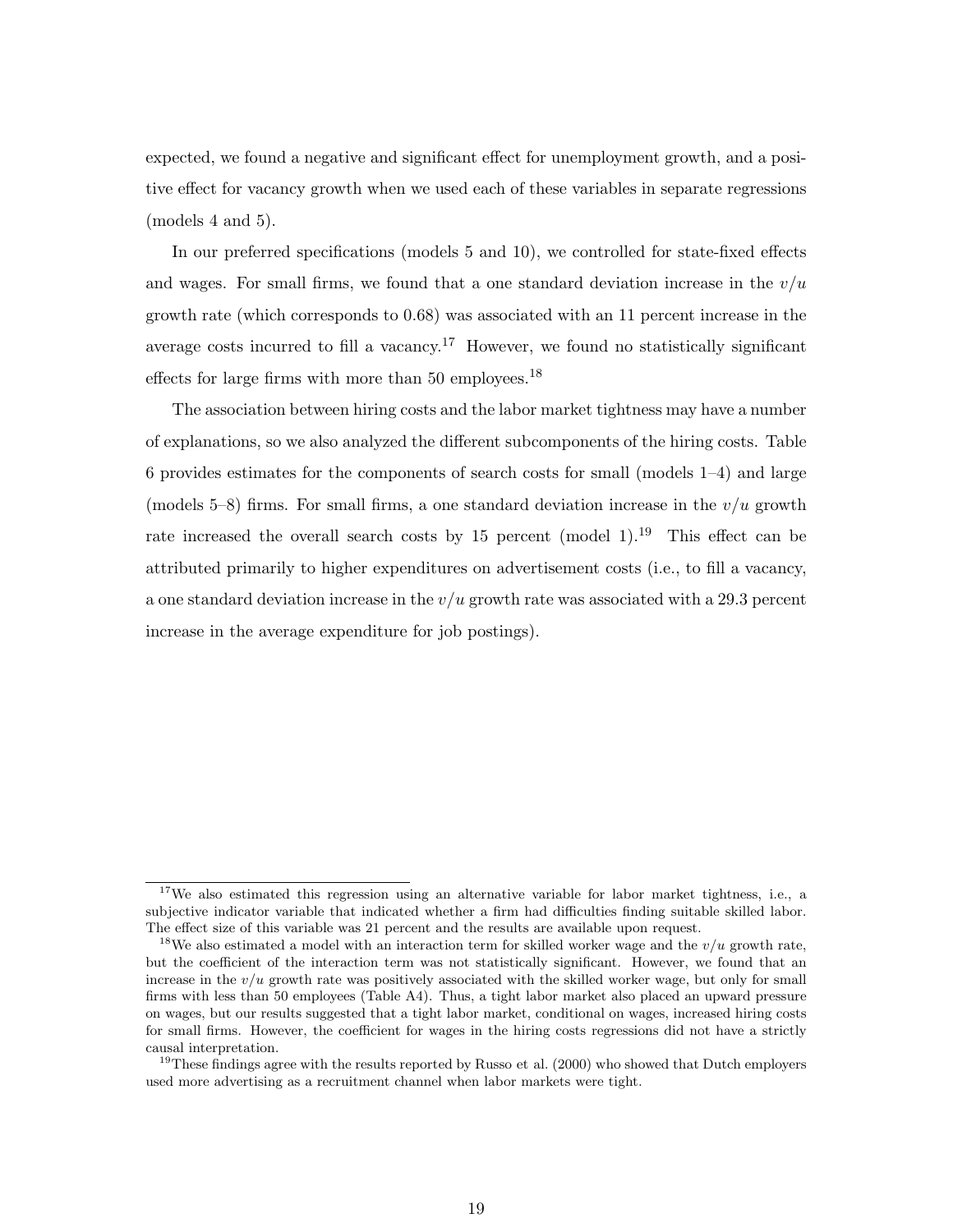expected, we found a negative and significant effect for unemployment growth, and a positive effect for vacancy growth when we used each of these variables in separate regressions (models 4 and 5).

In our preferred specifications (models 5 and 10), we controlled for state-fixed effects and wages. For small firms, we found that a one standard deviation increase in the $v/u$ growth rate (which corresponds to 0.68) was associated with an 11 percent increase in the average costs incurred to fill a vacancy.[17] However, we found no statistically significant effects for large firms with more than 50 employees.[18]

The association between hiring costs and the labor market tightness may have a number of explanations, so we also analyzed the different subcomponents of the hiring costs. Table 6 provides estimates for the components of search costs for small (models 1–4) and large (models 5–8) firms. For small firms, a one standard deviation increase in the $v/u$ growth rate increased the overall search costs by 15 percent (model 1).[19] This effect can be attributed primarily to higher expenditures on advertisement costs (i.e., to fill a vacancy, a one standard deviation increase in the $v/u$ growth rate was associated with a 29.3 percent increase in the average expenditure for job postings).

[17] We also estimated this regression using an alternative variable for labor market tightness, i.e., a subjective indicator variable that indicated whether a firm had difficulties finding suitable skilled labor. The effect size of this variable was 21 percent and the results are available upon request.

[18] We also estimated a model with an interaction term for skilled worker wage and the $v/u$ growth rate, but the coefficient of the interaction term was not statistically significant. However, we found that an increase in the $v/u$ growth rate was positively associated with the skilled worker wage, but only for small firms with less than 50 employees (Table A4). Thus, a tight labor market also placed an upward pressure on wages, but our results suggested that a tight labor market, conditional on wages, increased hiring costs for small firms. However, the coefficient for wages in the hiring costs regressions did not have a strictly causal interpretation.

[19] These findings agree with the results reported by Russo et al. (2000) who showed that Dutch employers used more advertising as a recruitment channel when labor markets were tight.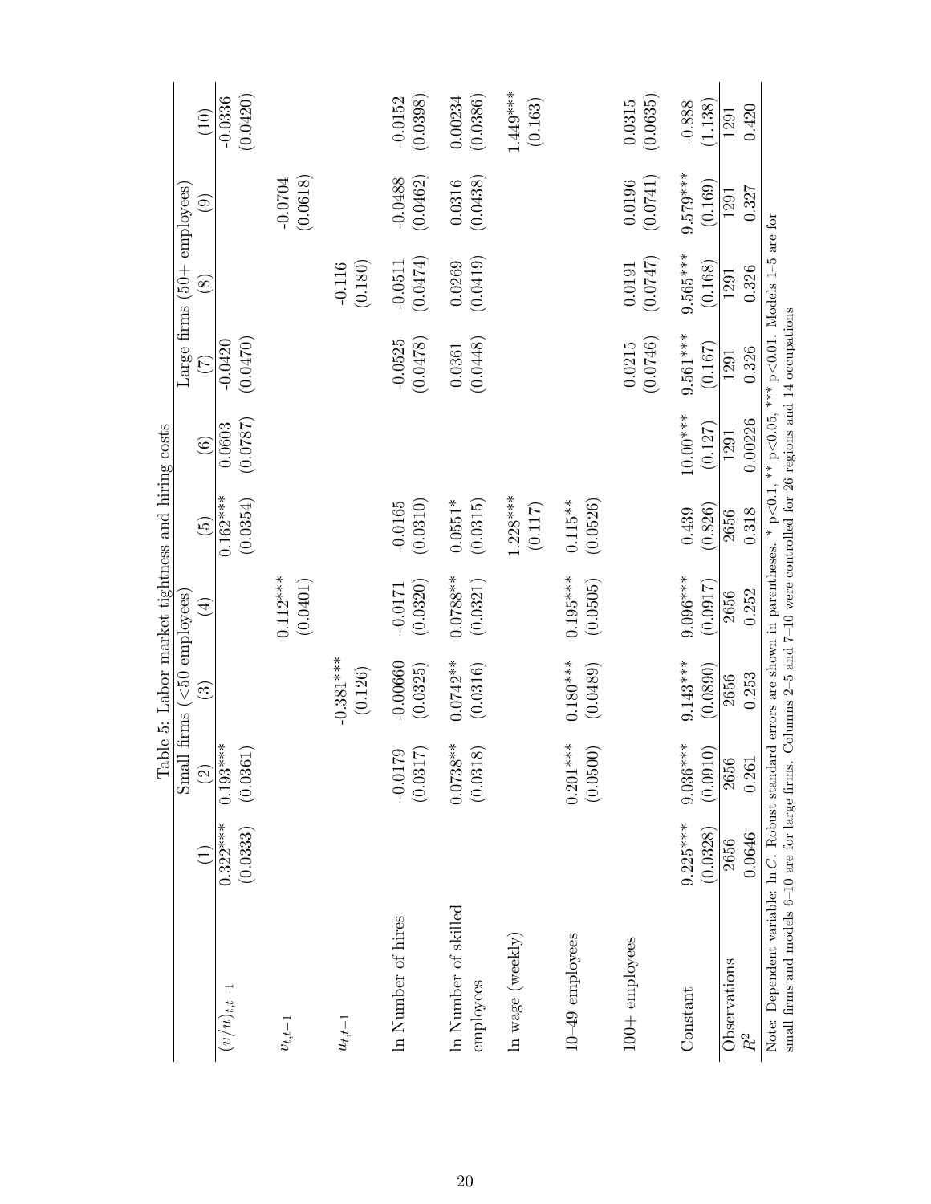Table 5: Labor market tightness and hiring costs

| | Small firms (<50 employees) | | | | | Large firms (50+ employees) | | | | |
|---|---|---|---|---|---|---|---|---|---|---|
| | (1) | (2) | (3) | (4) | (5) | (6) | (7) | (8) | (9) | (10) |
| $(v/u)_{t,t-1}$ | 0.322*** | 0.193*** | | | 0.162*** | 0.0603 | -0.0420 | | | -0.0336 |
| | (0.0333) | (0.0361) | | | (0.0354) | (0.0787) | (0.0470) | | | (0.0420) |
| $v_{t,t-1}$ | | | | 0.112*** | | | | | -0.0704 | |
| | | | | (0.0401) | | | | | (0.0618) | |
| $u_{t,t-1}$ | | | -0.381*** | | | | | -0.116 | | |
| | | | (0.126) | | | | | (0.180) | | |
| ln Number of hires | | -0.0179 | -0.00660 | -0.0171 | -0.0165 | | -0.0525 | -0.0511 | -0.0488 | -0.0152 |
| | | (0.0317) | (0.0325) | (0.0320) | (0.0310) | | (0.0478) | (0.0474) | (0.0462) | (0.0398) |
| ln Number of skilled employees | | 0.0738** | 0.0742** | 0.0788** | 0.0551* | | 0.0361 | 0.0269 | 0.0316 | 0.00234 |
| | | (0.0318) | (0.0316) | (0.0321) | (0.0315) | | (0.0448) | (0.0419) | (0.0438) | (0.0386) |
| ln wage (weekly) | | | | | 1.228*** | | | | | 1.449*** |
| | | | | | (0.117) | | | | | (0.163) |
| 10–49 employees | | 0.201*** | 0.180*** | 0.195*** | 0.115** | | | | | |
| | | (0.0500) | (0.0489) | (0.0505) | (0.0526) | | | | | |
| 100+ employees | | | | | | | 0.0215 | 0.0191 | 0.0196 | 0.0315 |
| | | | | | | | (0.0746) | (0.0747) | (0.0741) | (0.0635) |
| Constant | 9.225*** | 9.036*** | 9.143*** | 9.096*** | 0.439 | 10.00*** | 9.561*** | 9.565*** | 9.579*** | -0.888 |
| | (0.0328) | (0.0910) | (0.0890) | (0.0917) | (0.826) | (0.127) | (0.167) | (0.168) | (0.169) | (1.138) |
| Observations | 2656 | 2656 | 2656 | 2656 | 2656 | 1291 | 1291 | 1291 | 1291 | 1291 |
| $R^2$ | 0.0646 | 0.261 | 0.253 | 0.252 | 0.318 | 0.00226 | 0.326 | 0.326 | 0.327 | 0.420 |

Note: Dependent variable: $\ln C$. Robust standard errors are shown in parentheses. * p<0.1, ** p<0.05, *** p<0.01. Models 1–5 are for small firms and models 6–10 are for large firms. Columns 2–5 and 7–10 were controlled for 26 regions and 14 occupations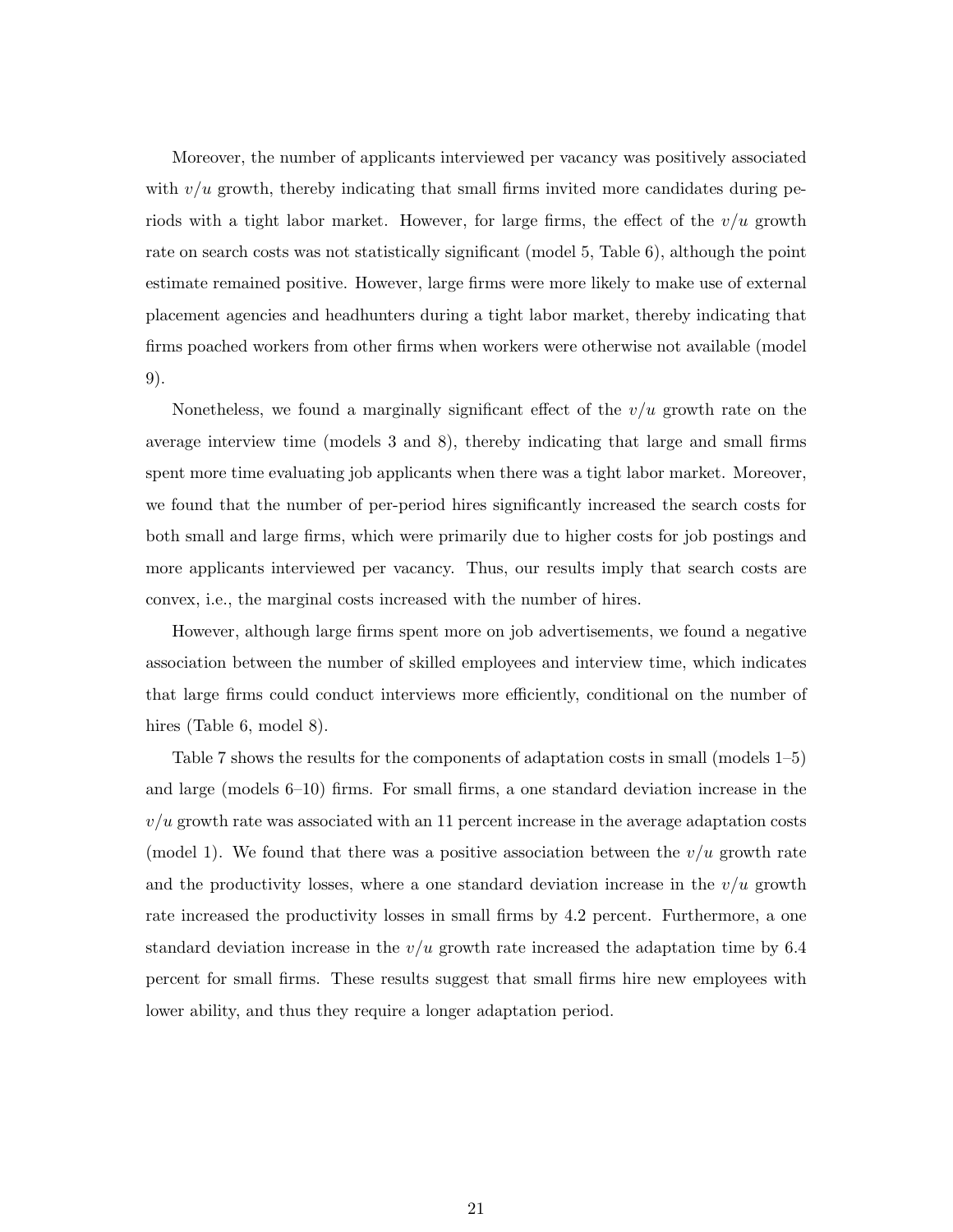Moreover, the number of applicants interviewed per vacancy was positively associated with $v/u$ growth, thereby indicating that small firms invited more candidates during periods with a tight labor market. However, for large firms, the effect of the $v/u$ growth rate on search costs was not statistically significant (model 5, Table 6), although the point estimate remained positive. However, large firms were more likely to make use of external placement agencies and headhunters during a tight labor market, thereby indicating that firms poached workers from other firms when workers were otherwise not available (model 9).

Nonetheless, we found a marginally significant effect of the $v/u$ growth rate on the average interview time (models 3 and 8), thereby indicating that large and small firms spent more time evaluating job applicants when there was a tight labor market. Moreover, we found that the number of per-period hires significantly increased the search costs for both small and large firms, which were primarily due to higher costs for job postings and more applicants interviewed per vacancy. Thus, our results imply that search costs are convex, i.e., the marginal costs increased with the number of hires.

However, although large firms spent more on job advertisements, we found a negative association between the number of skilled employees and interview time, which indicates that large firms could conduct interviews more efficiently, conditional on the number of hires (Table 6, model 8).

Table 7 shows the results for the components of adaptation costs in small (models 1–5) and large (models 6–10) firms. For small firms, a one standard deviation increase in the $v/u$ growth rate was associated with an 11 percent increase in the average adaptation costs (model 1). We found that there was a positive association between the $v/u$ growth rate and the productivity losses, where a one standard deviation increase in the $v/u$ growth rate increased the productivity losses in small firms by 4.2 percent. Furthermore, a one standard deviation increase in the $v/u$ growth rate increased the adaptation time by 6.4 percent for small firms. These results suggest that small firms hire new employees with lower ability, and thus they require a longer adaptation period.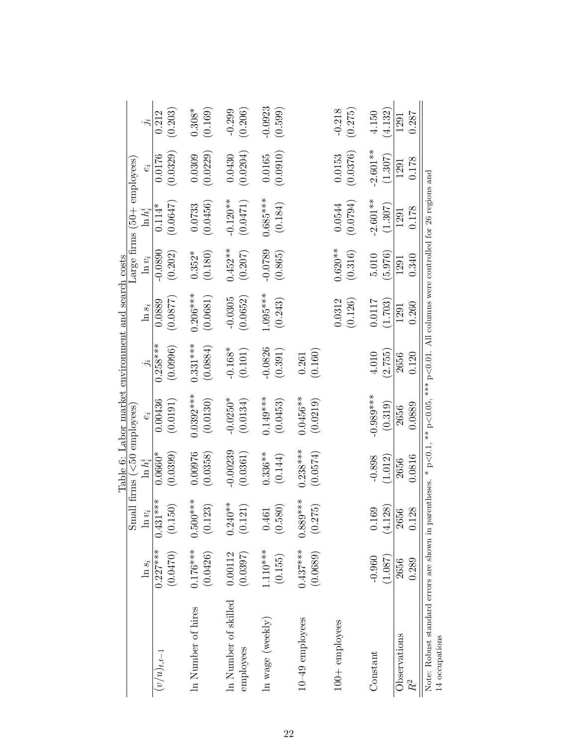Table 6: Labor market environment and search costs

| | Small firms (<50 employees) | | | | | Large firms (50+ employees) | | | | |
|---|---|---|---|---|---|---|---|---|---|---|
| | $\ln s_i$ | $\ln v_i$ | $\ln h_i^i$ | $e_i$ | $j_i$ | $\ln s_i$ | $\ln v_i$ | $\ln h_i^i$ | $e_i$ | $j_i$ |
| $(v/u)_{t,t-1}$ | 0.227*** | 0.431*** | 0.0660* | 0.00436 | 0.258*** | 0.0889 | -0.0890 | 0.114* | 0.0176 | 0.212 |
| | (0.0470) | (0.150) | (0.0399) | (0.0191) | (0.0996) | (0.0877) | (0.202) | (0.0647) | (0.0329) | (0.203) |
| ln Number of hires | 0.176*** | 0.500*** | 0.00976 | 0.0392*** | 0.331*** | 0.206*** | 0.352* | 0.0733 | 0.0309 | 0.308* |
| | (0.0426) | (0.123) | (0.0358) | (0.0130) | (0.0884) | (0.0681) | (0.180) | (0.0456) | (0.0229) | (0.169) |
| ln Number of skilled employees | 0.00112 | 0.240** | -0.00239 | -0.0250* | -0.168* | -0.0305 | 0.452** | -0.120** | 0.0430 | -0.299 |
| | (0.0397) | (0.121) | (0.0361) | (0.0134) | (0.101) | (0.0652) | (0.207) | (0.0471) | (0.0204) | (0.206) |
| ln wage (weekly) | 1.110*** | 0.461 | 0.336** | 0.149*** | -0.0826 | 1.095*** | -0.0789 | 0.685*** | 0.0165 | -0.0923 |
| | (0.155) | (0.580) | (0.144) | (0.0453) | (0.391) | (0.243) | (0.865) | (0.184) | (0.0910) | (0.599) |
| 10–49 employees | 0.437*** | 0.889*** | 0.238*** | 0.0456** | 0.261 | | | | | |
| | (0.0689) | (0.275) | (0.0574) | (0.0219) | (0.160) | | | | | |
| 100+ employees | | | | | | 0.0312 | 0.620** | 0.0544 | 0.0153 | -0.218 |
| | | | | | | (0.126) | (0.316) | (0.0794) | (0.0376) | (0.275) |
| Constant | -0.960 | 0.169 | -0.898 | -0.989*** | 4.010 | 0.0117 | 5.010 | -2.601** | -2.601** | 4.150 |
| | (1.087) | (4.128) | (1.012) | (0.319) | (2.755) | (1.703) | (5.976) | (1.307) | (1.307) | (4.132) |
| Observations | 2656 | 2656 | 2656 | 2656 | 2656 | 1291 | 1291 | 1291 | 1291 | 1291 |
| $R^2$ | 0.289 | 0.128 | 0.0816 | 0.0889 | 0.120 | 0.260 | 0.340 | 0.178 | 0.178 | 0.287 |

Note: Robust standard errors are shown in parentheses. * p<0.1, ** p<0.05, *** p<0.01. All columns were controlled for 26 regions and 14 occupations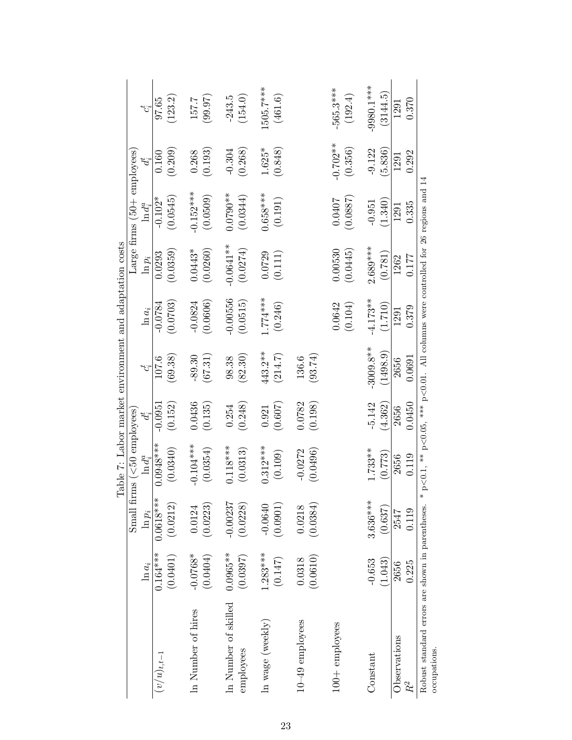Table 7: Labor market environment and adaptation costs

| | Small firms (<50 employees) | | | | Large firms (50+ employees) | | | |
|---|---|---|---|---|---|---|---|---|
| | $\ln a_i$ | $\ln p_i$ | $\ln d_i^a$ | $d_i^t$ | $c_i^t$ | $\ln a_i$ | $\ln p_i$ | $\ln d_i^a$ | $d_i^t$ | $c_i^t$ |
| $(v/u)_{t,t-1}$ | 0.164*** | 0.0618*** | 0.0948*** | -0.0951 | 107.6 | -0.0784 | 0.0293 | -0.102* | 0.160 | 97.65 |
| | (0.0401) | (0.0212) | (0.0340) | (0.152) | (69.38) | (0.0703) | (0.0359) | (0.0545) | (0.209) | (123.2) |
| ln Number of hires | -0.0768* | 0.0124 | -0.104*** | 0.0436 | -89.30 | -0.0824 | 0.0443* | -0.152*** | 0.268 | 157.7 |
| | (0.0404) | (0.0223) | (0.0354) | (0.135) | (67.31) | (0.0606) | (0.0260) | (0.0509) | (0.193) | (99.97) |
| ln Number of skilled employees | 0.0965** | -0.00237 | 0.118*** | 0.254 | 98.38 | -0.00556 | -0.0641** | 0.0790** | -0.304 | -243.5 |
| | (0.0397) | (0.0228) | (0.0313) | (0.248) | (82.30) | (0.0515) | (0.0274) | (0.0344) | (0.268) | (154.0) |
| ln wage (weekly) | 1.283*** | -0.0640 | 0.312*** | 0.921 | 443.2** | 1.774*** | 0.0729 | 0.658*** | 1.625* | 1505.7*** |
| | (0.147) | (0.0901) | (0.109) | (0.607) | (214.7) | (0.246) | (0.111) | (0.191) | (0.848) | (461.6) |
| 10–49 employees | 0.0318 | 0.0218 | -0.0272 | 0.0782 | 136.6 | | | | | |
| | (0.0610) | (0.0384) | (0.0496) | (0.198) | (93.74) | | | | | |
| 100+ employees | | | | | | 0.0642 | 0.00530 | 0.0407 | -0.702** | -565.3*** |
| | | | | | | (0.104) | (0.0445) | (0.0887) | (0.356) | (192.4) |
| Constant | -0.653 | 3.636*** | 1.733** | -5.142 | -3009.8** | -4.173** | 2.689*** | -0.951 | -9.122 | -9980.1*** |
| | (1.043) | (0.637) | (0.773) | (4.362) | (1498.9) | (1.710) | (0.781) | (1.340) | (5.836) | (3144.5) |
| Observations | 2656 | 2547 | 2656 | 2656 | 2656 | 1291 | 1262 | 1291 | 1291 | 1291 |
| $R^2$ | 0.225 | 0.119 | 0.119 | 0.0450 | 0.0691 | 0.379 | 0.177 | 0.335 | 0.292 | 0.370 |

Robust standard errors are shown in parentheses. * p<0.1, ** p<0.05, *** p<0.01. All columns were controlled for 26 regions and 14 occupations.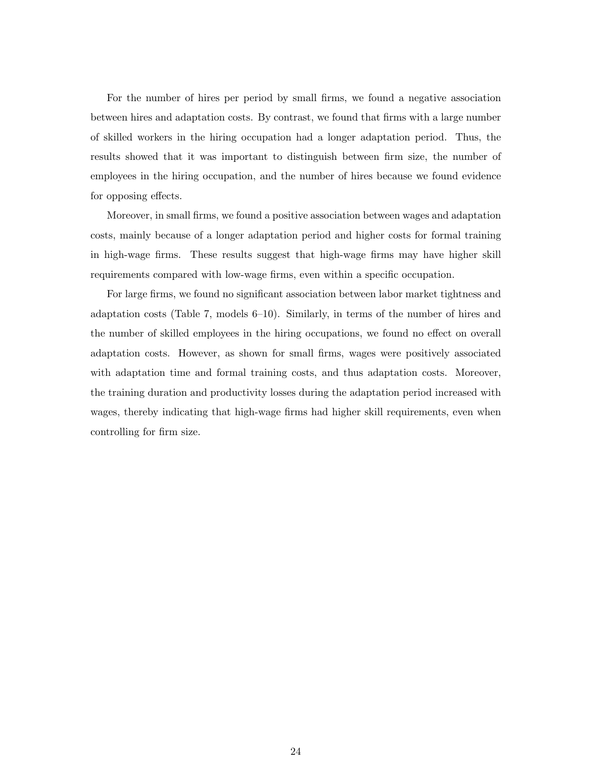For the number of hires per period by small firms, we found a negative association between hires and adaptation costs. By contrast, we found that firms with a large number of skilled workers in the hiring occupation had a longer adaptation period. Thus, the results showed that it was important to distinguish between firm size, the number of employees in the hiring occupation, and the number of hires because we found evidence for opposing effects.

Moreover, in small firms, we found a positive association between wages and adaptation costs, mainly because of a longer adaptation period and higher costs for formal training in high-wage firms. These results suggest that high-wage firms may have higher skill requirements compared with low-wage firms, even within a specific occupation.

For large firms, we found no significant association between labor market tightness and adaptation costs (Table 7, models 6–10). Similarly, in terms of the number of hires and the number of skilled employees in the hiring occupations, we found no effect on overall adaptation costs. However, as shown for small firms, wages were positively associated with adaptation time and formal training costs, and thus adaptation costs. Moreover, the training duration and productivity losses during the adaptation period increased with wages, thereby indicating that high-wage firms had higher skill requirements, even when controlling for firm size.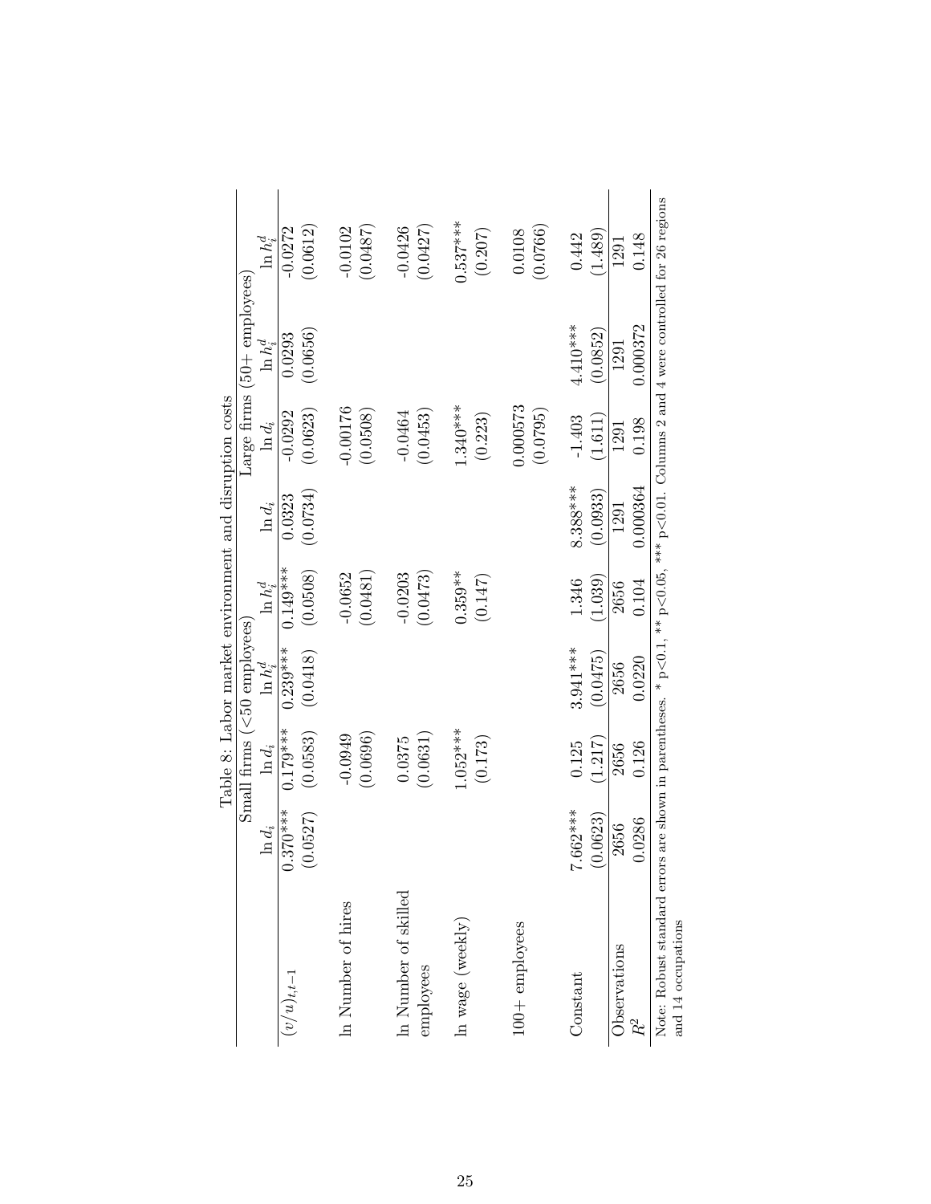Table 8: Labor market environment and disruption costs

| | Small firms (<50 employees) | | | | Large firms (50+ employees) | | | |
|---|---|---|---|---|---|---|---|---|
| | $\ln d_i$ | $\ln d_i$ | $\ln h_i^d$ | $\ln h_i^d$ | $\ln d_i$ | $\ln d_i$ | $\ln h_i^d$ | $\ln h_i^d$ |
| $(v/u)_{t,t-1}$ | 0.370*** | 0.179*** | 0.239*** | 0.149*** | 0.0323 | -0.0292 | 0.0293 | -0.0272 |
| | (0.0527) | (0.0583) | (0.0418) | (0.0508) | (0.0734) | (0.0623) | (0.0656) | (0.0612) |
| ln Number of hires | | -0.0949 | | -0.0652 | | -0.00176 | | -0.0102 |
| | | (0.0696) | | (0.0481) | | (0.0508) | | (0.0487) |
| ln Number of skilled employees | | 0.0375 | | -0.0203 | | -0.0464 | | -0.0426 |
| | | (0.0631) | | (0.0473) | | (0.0453) | | (0.0427) |
| ln wage (weekly) | | 1.052*** | | 0.359** | | 1.340*** | | 0.537*** |
| | | (0.173) | | (0.147) | | (0.223) | | (0.207) |
| 100+ employees | | | | | | 0.000573 | | 0.0108 |
| | | | | | | (0.0795) | | (0.0766) |
| Constant | 7.662*** | 0.125 | 3.941*** | 1.346 | 8.388*** | -1.403 | 4.410*** | 0.442 |
| | (0.0623) | (1.217) | (0.0475) | (1.039) | (0.0933) | (1.611) | (0.0852) | (1.489) |
| Observations | 2656 | 2656 | 2656 | 2656 | 1291 | 1291 | 1291 | 1291 |
| $R^2$ | 0.0286 | 0.126 | 0.0220 | 0.104 | 0.000364 | 0.198 | 0.000372 | 0.148 |

Note: Robust standard errors are shown in parentheses. * $p<0.1$, ** $p<0.05$, *** $p<0.01$. Columns 2 and 4 were controlled for 26 regions and 14 occupations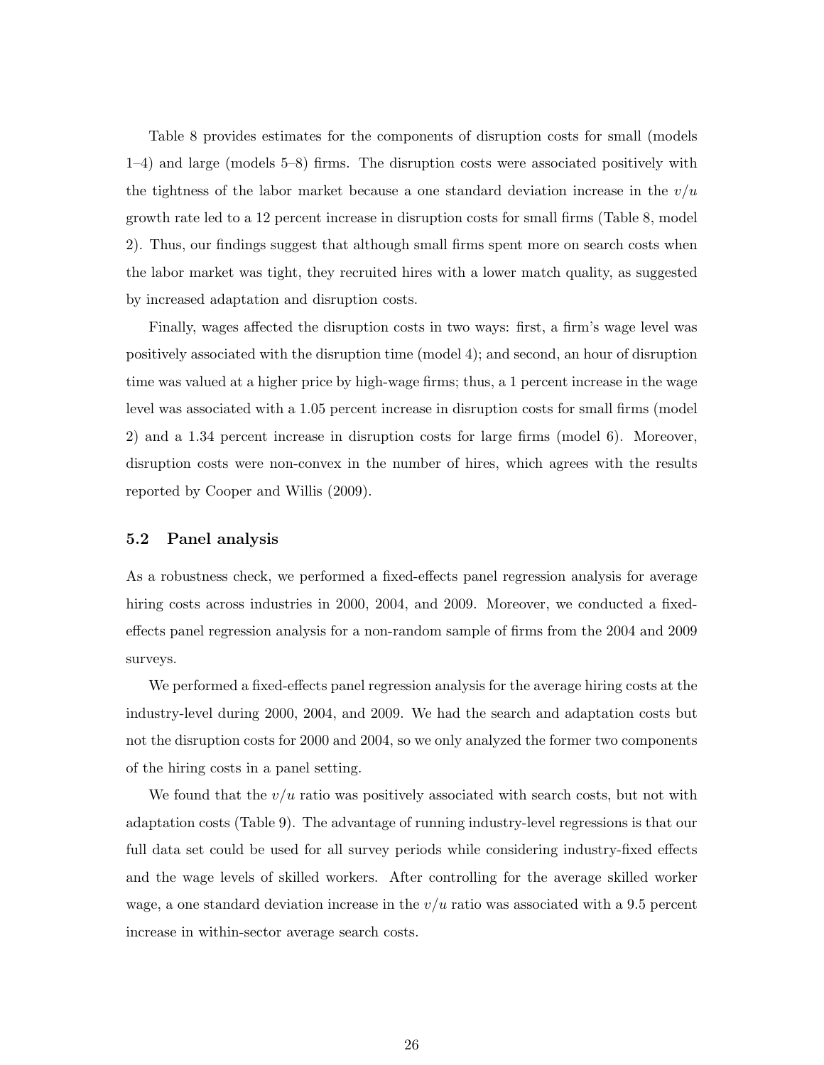Table 8 provides estimates for the components of disruption costs for small (models 1–4) and large (models 5–8) firms. The disruption costs were associated positively with the tightness of the labor market because a one standard deviation increase in the $v/u$ growth rate led to a 12 percent increase in disruption costs for small firms (Table 8, model 2). Thus, our findings suggest that although small firms spent more on search costs when the labor market was tight, they recruited hires with a lower match quality, as suggested by increased adaptation and disruption costs.

Finally, wages affected the disruption costs in two ways: first, a firm's wage level was positively associated with the disruption time (model 4); and second, an hour of disruption time was valued at a higher price by high-wage firms; thus, a 1 percent increase in the wage level was associated with a 1.05 percent increase in disruption costs for small firms (model 2) and a 1.34 percent increase in disruption costs for large firms (model 6). Moreover, disruption costs were non-convex in the number of hires, which agrees with the results reported by Cooper and Willis (2009).

## 5.2 Panel analysis

As a robustness check, we performed a fixed-effects panel regression analysis for average hiring costs across industries in 2000, 2004, and 2009. Moreover, we conducted a fixed-effects panel regression analysis for a non-random sample of firms from the 2004 and 2009 surveys.

We performed a fixed-effects panel regression analysis for the average hiring costs at the industry-level during 2000, 2004, and 2009. We had the search and adaptation costs but not the disruption costs for 2000 and 2004, so we only analyzed the former two components of the hiring costs in a panel setting.

We found that the $v/u$ ratio was positively associated with search costs, but not with adaptation costs (Table 9). The advantage of running industry-level regressions is that our full data set could be used for all survey periods while considering industry-fixed effects and the wage levels of skilled workers. After controlling for the average skilled worker wage, a one standard deviation increase in the $v/u$ ratio was associated with a 9.5 percent increase in within-sector average search costs.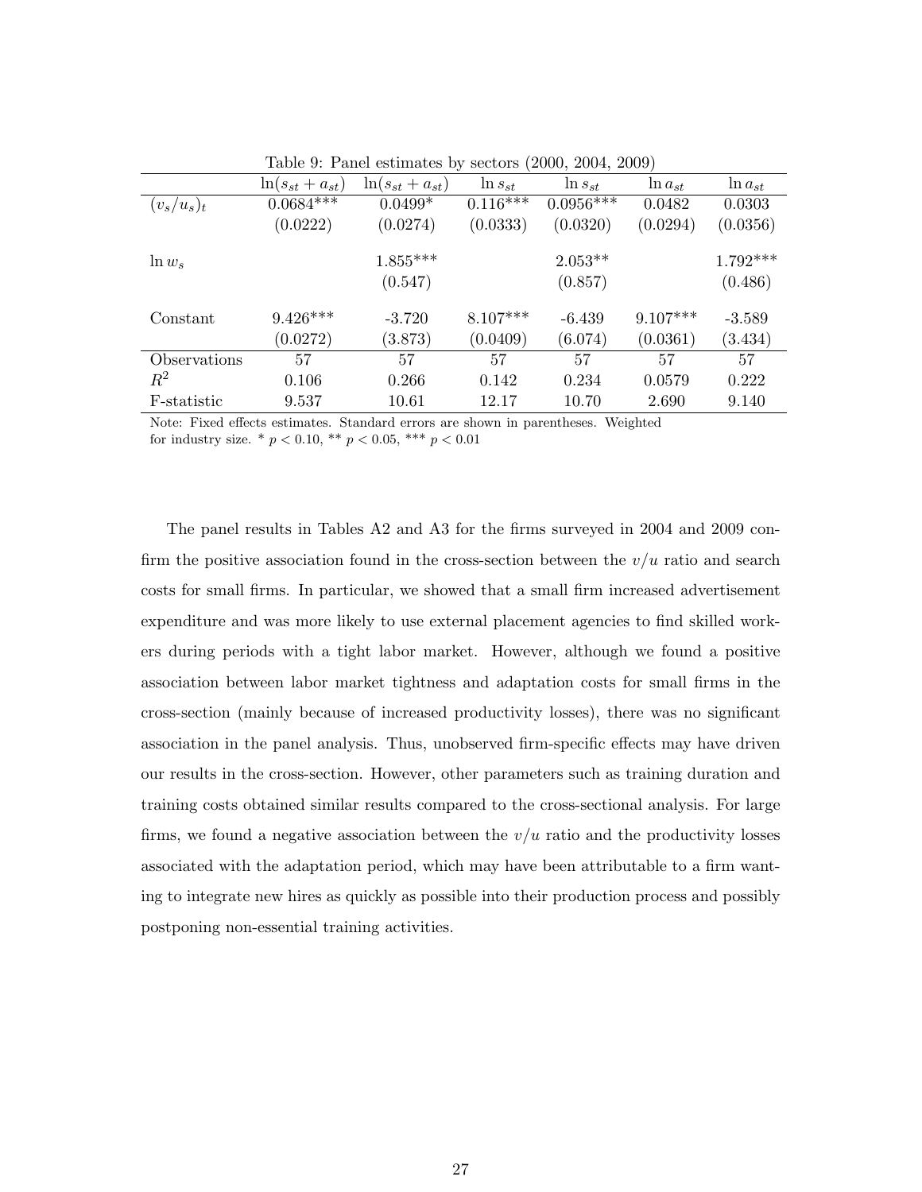Table 9: Panel estimates by sectors (2000, 2004, 2009)

| | $\ln(s_{st} + a_{st})$ | $\ln(s_{st} + a_{st})$ | $\ln s_{st}$ | $\ln s_{st}$ | $\ln a_{st}$ | $\ln a_{st}$ |
|---|---|---|---|---|---|---|
| $(v_s/u_s)_t$ | 0.0684*** | 0.0499* | 0.116*** | 0.0956*** | 0.0482 | 0.0303 |
| | (0.0222) | (0.0274) | (0.0333) | (0.0320) | (0.0294) | (0.0356) |
| $\ln w_s$ | | 1.855*** | | 2.053** | | 1.792*** |
| | | (0.547) | | (0.857) | | (0.486) |
| Constant | 9.426*** | -3.720 | 8.107*** | -6.439 | 9.107*** | -3.589 |
| | (0.0272) | (3.873) | (0.0409) | (6.074) | (0.0361) | (3.434) |
| Observations | 57 | 57 | 57 | 57 | 57 | 57 |
| $R^2$ | 0.106 | 0.266 | 0.142 | 0.234 | 0.0579 | 0.222 |
| F-statistic | 9.537 | 10.61 | 12.17 | 10.70 | 2.690 | 9.140 |

Note: Fixed effects estimates. Standard errors are shown in parentheses. Weighted for industry size. * $p < 0.10$, ** $p < 0.05$, *** $p < 0.01$

The panel results in Tables A2 and A3 for the firms surveyed in 2004 and 2009 confirm the positive association found in the cross-section between the $v/u$ ratio and search costs for small firms. In particular, we showed that a small firm increased advertisement expenditure and was more likely to use external placement agencies to find skilled workers during periods with a tight labor market. However, although we found a positive association between labor market tightness and adaptation costs for small firms in the cross-section (mainly because of increased productivity losses), there was no significant association in the panel analysis. Thus, unobserved firm-specific effects may have driven our results in the cross-section. However, other parameters such as training duration and training costs obtained similar results compared to the cross-sectional analysis. For large firms, we found a negative association between the $v/u$ ratio and the productivity losses associated with the adaptation period, which may have been attributable to a firm wanting to integrate new hires as quickly as possible into their production process and possibly postponing non-essential training activities.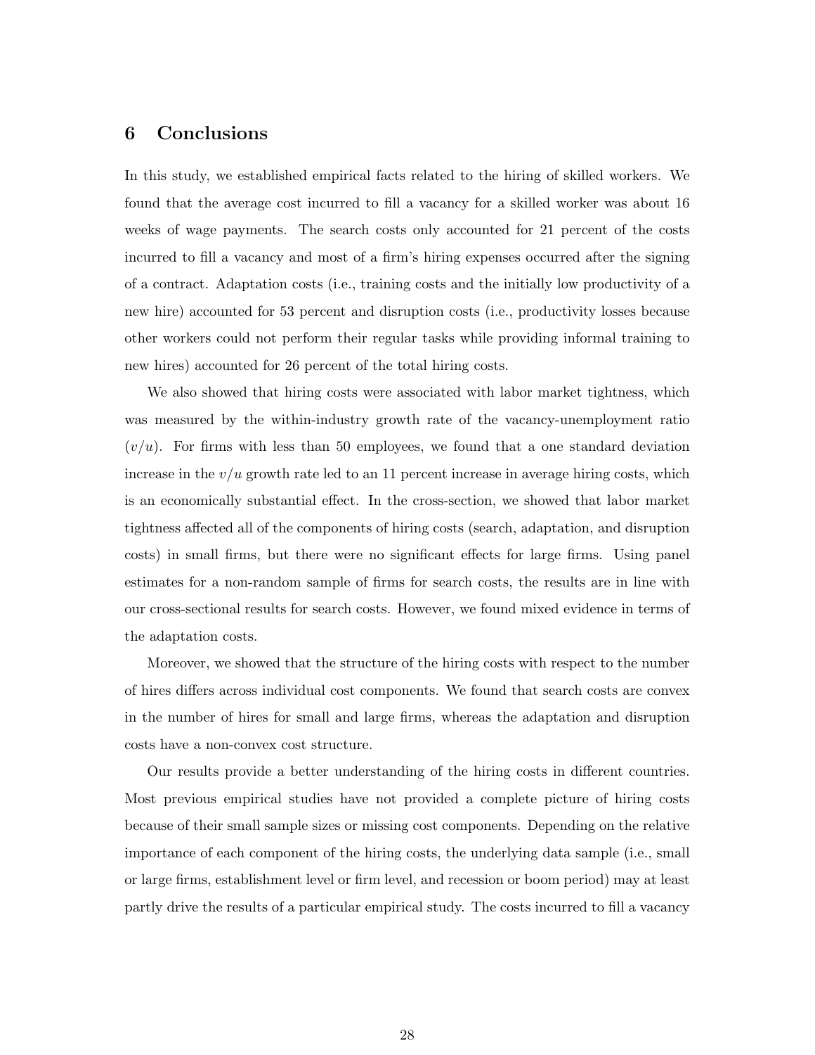## 6 Conclusions

In this study, we established empirical facts related to the hiring of skilled workers. We found that the average cost incurred to fill a vacancy for a skilled worker was about 16 weeks of wage payments. The search costs only accounted for 21 percent of the costs incurred to fill a vacancy and most of a firm's hiring expenses occurred after the signing of a contract. Adaptation costs (i.e., training costs and the initially low productivity of a new hire) accounted for 53 percent and disruption costs (i.e., productivity losses because other workers could not perform their regular tasks while providing informal training to new hires) accounted for 26 percent of the total hiring costs.

We also showed that hiring costs were associated with labor market tightness, which was measured by the within-industry growth rate of the vacancy-unemployment ratio $(v/u)$. For firms with less than 50 employees, we found that a one standard deviation increase in the $v/u$ growth rate led to an 11 percent increase in average hiring costs, which is an economically substantial effect. In the cross-section, we showed that labor market tightness affected all of the components of hiring costs (search, adaptation, and disruption costs) in small firms, but there were no significant effects for large firms. Using panel estimates for a non-random sample of firms for search costs, the results are in line with our cross-sectional results for search costs. However, we found mixed evidence in terms of the adaptation costs.

Moreover, we showed that the structure of the hiring costs with respect to the number of hires differs across individual cost components. We found that search costs are convex in the number of hires for small and large firms, whereas the adaptation and disruption costs have a non-convex cost structure.

Our results provide a better understanding of the hiring costs in different countries. Most previous empirical studies have not provided a complete picture of hiring costs because of their small sample sizes or missing cost components. Depending on the relative importance of each component of the hiring costs, the underlying data sample (i.e., small or large firms, establishment level or firm level, and recession or boom period) may at least partly drive the results of a particular empirical study. The costs incurred to fill a vacancy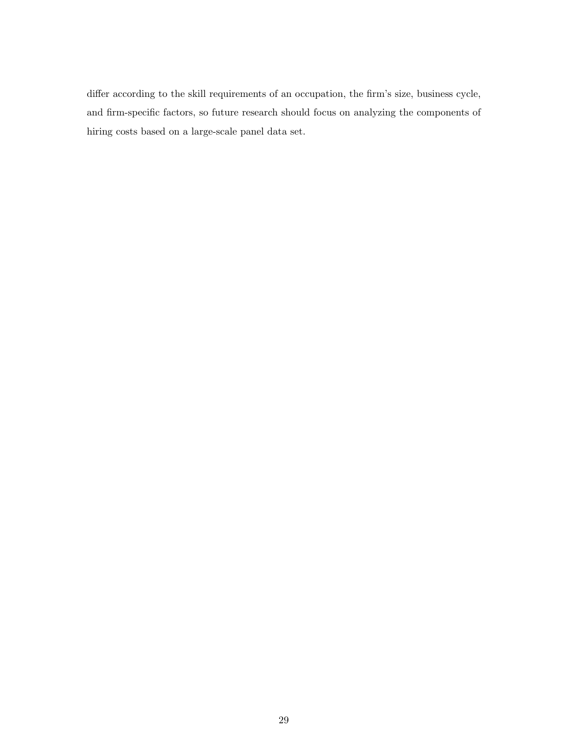differ according to the skill requirements of an occupation, the firm's size, business cycle, and firm-specific factors, so future research should focus on analyzing the components of hiring costs based on a large-scale panel data set.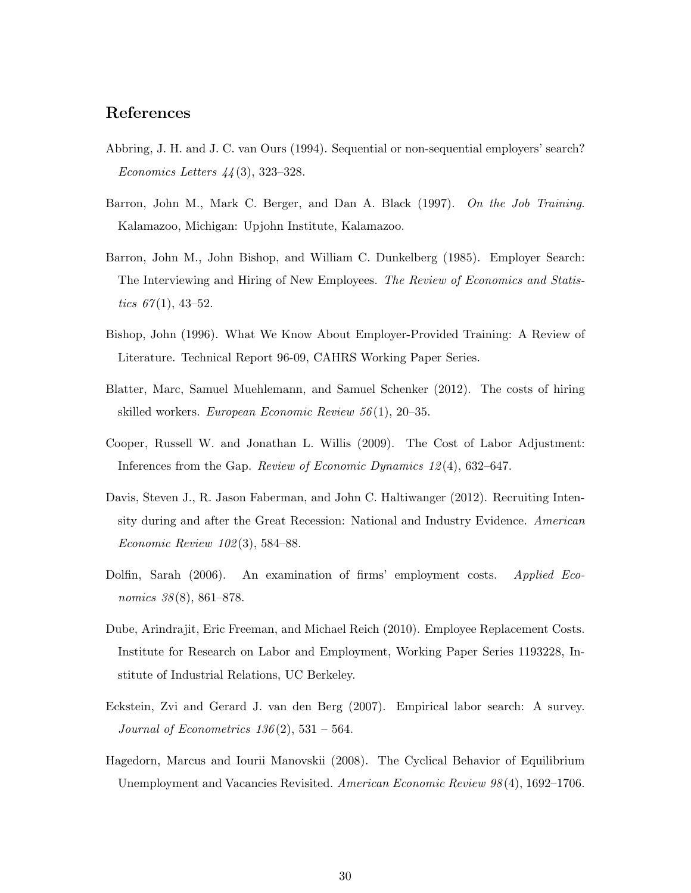## References

Abbring, J. H. and J. C. van Ours (1994). Sequential or non-sequential employers' search? *Economics Letters 44*(3), 323–328.

Barron, John M., Mark C. Berger, and Dan A. Black (1997). *On the Job Training*. Kalamazoo, Michigan: Upjohn Institute, Kalamazoo.

Barron, John M., John Bishop, and William C. Dunkelberg (1985). Employer Search: The Interviewing and Hiring of New Employees. *The Review of Economics and Statistics 67*(1), 43–52.

Bishop, John (1996). What We Know About Employer-Provided Training: A Review of Literature. Technical Report 96-09, CAHRS Working Paper Series.

Blatter, Marc, Samuel Muehlemann, and Samuel Schenker (2012). The costs of hiring skilled workers. *European Economic Review 56*(1), 20–35.

Cooper, Russell W. and Jonathan L. Willis (2009). The Cost of Labor Adjustment: Inferences from the Gap. *Review of Economic Dynamics 12*(4), 632–647.

Davis, Steven J., R. Jason Faberman, and John C. Haltiwanger (2012). Recruiting Intensity during and after the Great Recession: National and Industry Evidence. *American Economic Review 102*(3), 584–88.

Dolfin, Sarah (2006). An examination of firms' employment costs. *Applied Economics 38*(8), 861–878.

Dube, Arindrajit, Eric Freeman, and Michael Reich (2010). Employee Replacement Costs. Institute for Research on Labor and Employment, Working Paper Series 1193228, Institute of Industrial Relations, UC Berkeley.

Eckstein, Zvi and Gerard J. van den Berg (2007). Empirical labor search: A survey. *Journal of Econometrics 136*(2), 531 – 564.

Hagedorn, Marcus and Iourii Manovskii (2008). The Cyclical Behavior of Equilibrium Unemployment and Vacancies Revisited. *American Economic Review 98*(4), 1692–1706.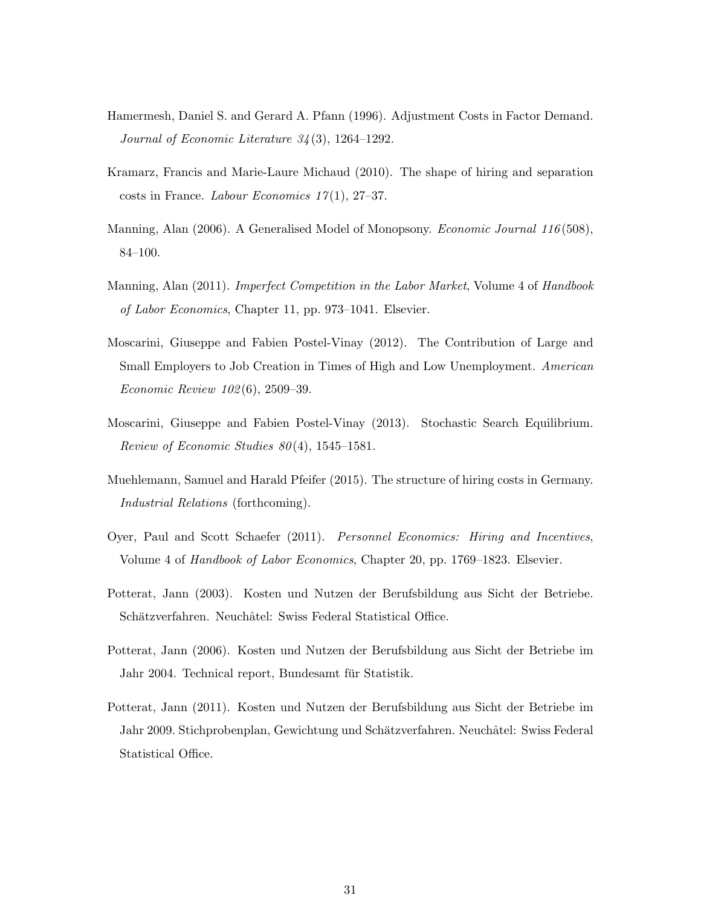Hamermesh, Daniel S. and Gerard A. Pfann (1996). Adjustment Costs in Factor Demand. *Journal of Economic Literature 34*(3), 1264–1292.

Kramarz, Francis and Marie-Laure Michaud (2010). The shape of hiring and separation costs in France. *Labour Economics 17*(1), 27–37.

Manning, Alan (2006). A Generalised Model of Monopsony. *Economic Journal 116*(508), 84–100.

Manning, Alan (2011). *Imperfect Competition in the Labor Market*, Volume 4 of *Handbook of Labor Economics*, Chapter 11, pp. 973–1041. Elsevier.

Moscarini, Giuseppe and Fabien Postel-Vinay (2012). The Contribution of Large and Small Employers to Job Creation in Times of High and Low Unemployment. *American Economic Review 102*(6), 2509–39.

Moscarini, Giuseppe and Fabien Postel-Vinay (2013). Stochastic Search Equilibrium. *Review of Economic Studies 80*(4), 1545–1581.

Muehlemann, Samuel and Harald Pfeifer (2015). The structure of hiring costs in Germany. *Industrial Relations* (forthcoming).

Oyer, Paul and Scott Schaefer (2011). *Personnel Economics: Hiring and Incentives*, Volume 4 of *Handbook of Labor Economics*, Chapter 20, pp. 1769–1823. Elsevier.

Potterat, Jann (2003). Kosten und Nutzen der Berufsbildung aus Sicht der Betriebe. Schätzverfahren. Neuchâtel: Swiss Federal Statistical Office.

Potterat, Jann (2006). Kosten und Nutzen der Berufsbildung aus Sicht der Betriebe im Jahr 2004. Technical report, Bundesamt für Statistik.

Potterat, Jann (2011). Kosten und Nutzen der Berufsbildung aus Sicht der Betriebe im Jahr 2009. Stichprobenplan, Gewichtung und Schätzverfahren. Neuchâtel: Swiss Federal Statistical Office.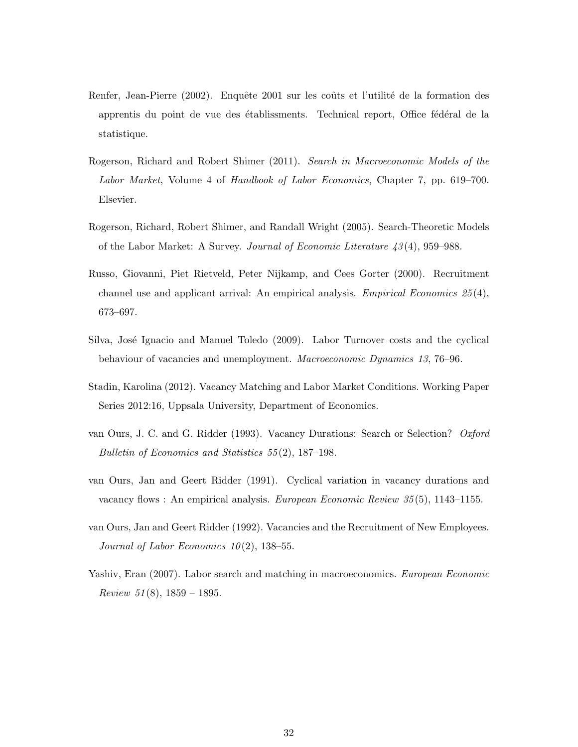Renfer, Jean-Pierre (2002). Enquête 2001 sur les coûts et l'utilité de la formation des apprentis du point de vue des établissments. Technical report, Office fédéral de la statistique.

Rogerson, Richard and Robert Shimer (2011). *Search in Macroeconomic Models of the Labor Market*, Volume 4 of *Handbook of Labor Economics*, Chapter 7, pp. 619–700. Elsevier.

Rogerson, Richard, Robert Shimer, and Randall Wright (2005). Search-Theoretic Models of the Labor Market: A Survey. *Journal of Economic Literature 43*(4), 959–988.

Russo, Giovanni, Piet Rietveld, Peter Nijkamp, and Cees Gorter (2000). Recruitment channel use and applicant arrival: An empirical analysis. *Empirical Economics 25*(4), 673–697.

Silva, José Ignacio and Manuel Toledo (2009). Labor Turnover costs and the cyclical behaviour of vacancies and unemployment. *Macroeconomic Dynamics 13*, 76–96.

Stadin, Karolina (2012). Vacancy Matching and Labor Market Conditions. Working Paper Series 2012:16, Uppsala University, Department of Economics.

van Ours, J. C. and G. Ridder (1993). Vacancy Durations: Search or Selection? *Oxford Bulletin of Economics and Statistics 55*(2), 187–198.

van Ours, Jan and Geert Ridder (1991). Cyclical variation in vacancy durations and vacancy flows : An empirical analysis. *European Economic Review 35*(5), 1143–1155.

van Ours, Jan and Geert Ridder (1992). Vacancies and the Recruitment of New Employees. *Journal of Labor Economics 10*(2), 138–55.

Yashiv, Eran (2007). Labor search and matching in macroeconomics. *European Economic Review 51*(8), 1859 – 1895.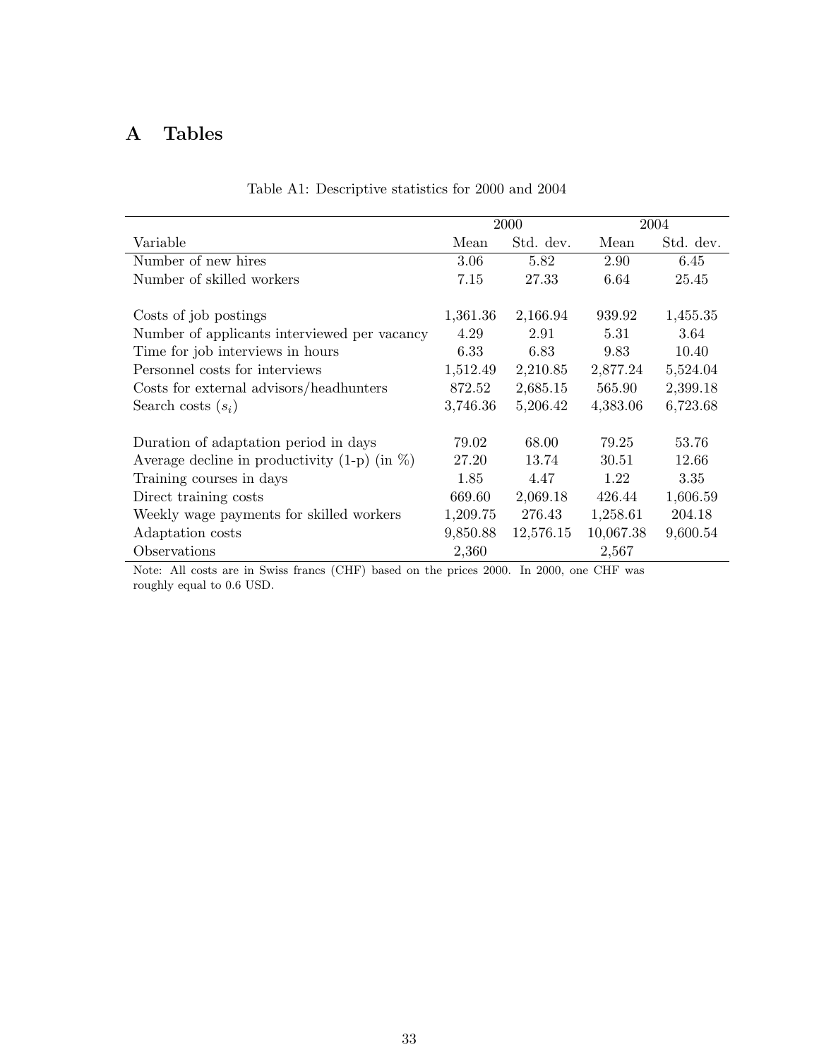# A Tables

Table A1: Descriptive statistics for 2000 and 2004

| | 2000 | | 2004 | |
|---|---|---|---|---|
| Variable | Mean | Std. dev. | Mean | Std. dev. |
| Number of new hires | 3.06 | 5.82 | 2.90 | 6.45 |
| Number of skilled workers | 7.15 | 27.33 | 6.64 | 25.45 |
| | | | | |
| Costs of job postings | 1,361.36 | 2,166.94 | 939.92 | 1,455.35 |
| Number of applicants interviewed per vacancy | 4.29 | 2.91 | 5.31 | 3.64 |
| Time for job interviews in hours | 6.33 | 6.83 | 9.83 | 10.40 |
| Personnel costs for interviews | 1,512.49 | 2,210.85 | 2,877.24 | 5,524.04 |
| Costs for external advisors/headhunters | 872.52 | 2,685.15 | 565.90 | 2,399.18 |
| Search costs ($s_i$) | 3,746.36 | 5,206.42 | 4,383.06 | 6,723.68 |
| | | | | |
| Duration of adaptation period in days | 79.02 | 68.00 | 79.25 | 53.76 |
| Average decline in productivity (1-p) (in %) | 27.20 | 13.74 | 30.51 | 12.66 |
| Training courses in days | 1.85 | 4.47 | 1.22 | 3.35 |
| Direct training costs | 669.60 | 2,069.18 | 426.44 | 1,606.59 |
| Weekly wage payments for skilled workers | 1,209.75 | 276.43 | 1,258.61 | 204.18 |
| Adaptation costs | 9,850.88 | 12,576.15 | 10,067.38 | 9,600.54 |
| Observations | 2,360 | | 2,567 | |

Note: All costs are in Swiss francs (CHF) based on the prices 2000. In 2000, one CHF was roughly equal to 0.6 USD.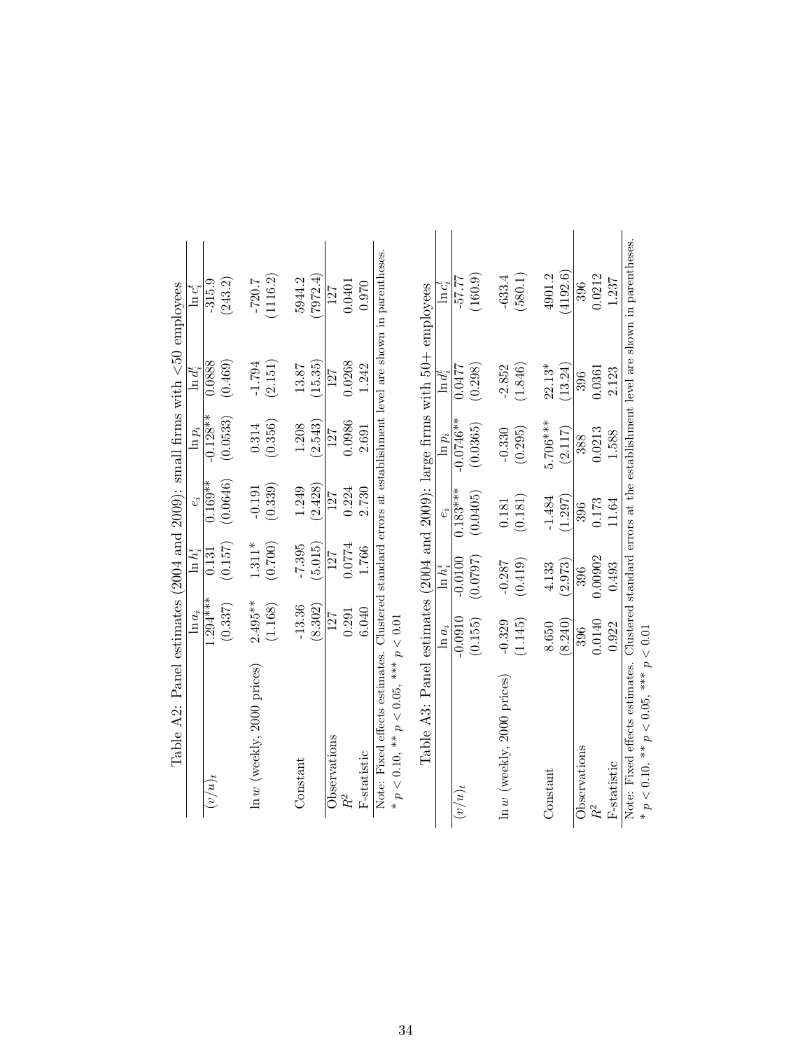Table A2: Panel estimates (2004 and 2009): small firms with <50 employees

| | $\ln a_i$ | $\ln h_i^t$ | $e_i$ | $\ln p_i$ | $\ln d_i^t$ | $\ln c_i^t$ |
|---|---|---|---|---|---|---|
| $(v/u)_t$ | 1.294*** | 0.131 | 0.169** | -0.128** | 0.0888 | -315.9 |
| | (0.337) | (0.157) | (0.0646) | (0.0533) | (0.469) | (243.2) |
| $\ln w$ (weekly, 2000 prices) | 2.495** | 1.311* | -0.191 | 0.314 | -1.794 | -720.7 |
| | (1.168) | (0.700) | (0.339) | (0.356) | (2.151) | (1116.2) |
| Constant | -13.36 | -7.395 | 1.249 | 1.208 | 13.87 | 5944.2 |
| | (8.302) | (5.015) | (2.428) | (2.543) | (15.35) | (7972.4) |
| Observations | 127 | 127 | 127 | 127 | 127 | 127 |
| $R^2$ | 0.291 | 0.0774 | 0.224 | 0.0986 | 0.0268 | 0.0401 |
| F-statistic | 6.040 | 1.766 | 2.730 | 2.691 | 1.242 | 0.970 |

Note: Fixed effects estimates. Clustered standard errors at establishment level are shown in parentheses.
* $p < 0.10$, ** $p < 0.05$, *** $p < 0.01$

Table A3: Panel estimates (2004 and 2009): large firms with 50+ employees

| | $\ln a_i$ | $\ln h_i^t$ | $e_i$ | $\ln p_i$ | $\ln d_i^t$ | $\ln c_i^t$ |
|---|---|---|---|---|---|---|
| $(v/u)_t$ | -0.0910 | -0.0100 | 0.183*** | -0.0746** | 0.0477 | -57.77 |
| | (0.155) | (0.0797) | (0.0405) | (0.0365) | (0.298) | (160.9) |
| $\ln w$ (weekly, 2000 prices) | -0.329 | -0.287 | 0.181 | -0.330 | -2.852 | -633.4 |
| | (1.145) | (0.419) | (0.181) | (0.295) | (1.846) | (580.1) |
| Constant | 8.650 | 4.133 | -1.484 | 5.706*** | 22.13* | 4901.2 |
| | (8.240) | (2.973) | (1.297) | (2.117) | (13.24) | (4192.6) |
| Observations | 396 | 396 | 396 | 388 | 396 | 396 |
| $R^2$ | 0.0140 | 0.00902 | 0.173 | 0.0213 | 0.0361 | 0.0212 |
| F-statistic | 0.922 | 0.493 | 11.64 | 1.588 | 2.123 | 1.237 |

Note: Fixed effects estimates. Clustered standard errors at the establishment level are shown in parentheses.
* $p < 0.10$, ** $p < 0.05$, *** $p < 0.01$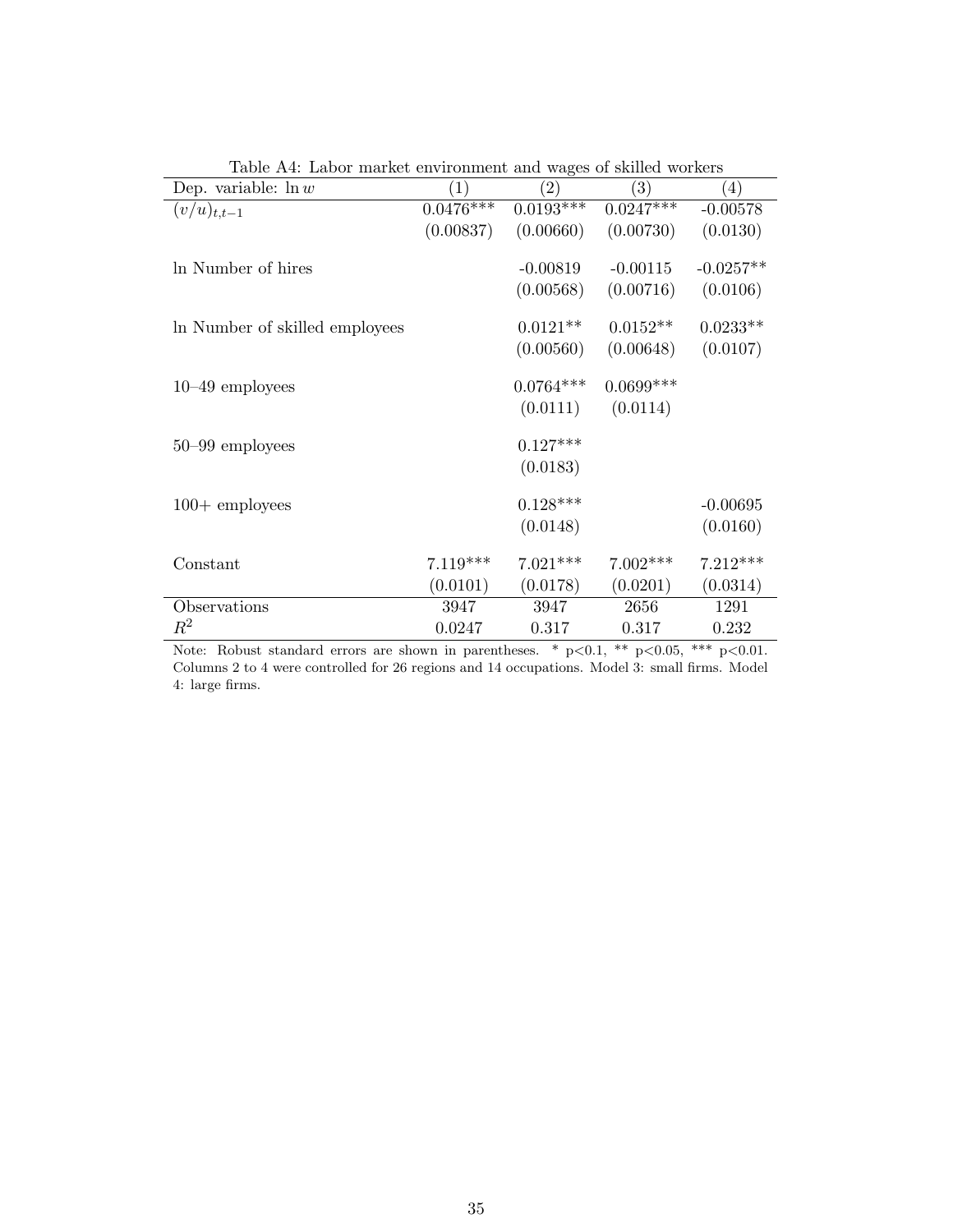Table A4: Labor market environment and wages of skilled workers

| Dep. variable: $\ln w$ | (1) | (2) | (3) | (4) |
|---|---|---|---|---|
| $(v/u)_{t,t-1}$ | 0.0476*** | 0.0193*** | 0.0247*** | -0.00578 |
| | (0.00837) | (0.00660) | (0.00730) | (0.0130) |
| ln Number of hires | | -0.00819 | -0.00115 | -0.0257** |
| | | (0.00568) | (0.00716) | (0.0106) |
| ln Number of skilled employees | | 0.0121** | 0.0152** | 0.0233** |
| | | (0.00560) | (0.00648) | (0.0107) |
| 10–49 employees | | 0.0764*** | 0.0699*** | |
| | | (0.0111) | (0.0114) | |
| 50–99 employees | | 0.127*** | | |
| | | (0.0183) | | |
| 100+ employees | | 0.128*** | | -0.00695 |
| | | (0.0148) | | (0.0160) |
| Constant | 7.119*** | 7.021*** | 7.002*** | 7.212*** |
| | (0.0101) | (0.0178) | (0.0201) | (0.0314) |
| Observations | 3947 | 3947 | 2656 | 1291 |
| $R^2$ | 0.0247 | 0.317 | 0.317 | 0.232 |

Note: Robust standard errors are shown in parentheses. * $p<0.1$, ** $p<0.05$, *** $p<0.01$. Columns 2 to 4 were controlled for 26 regions and 14 occupations. Model 3: small firms. Model 4: large firms.